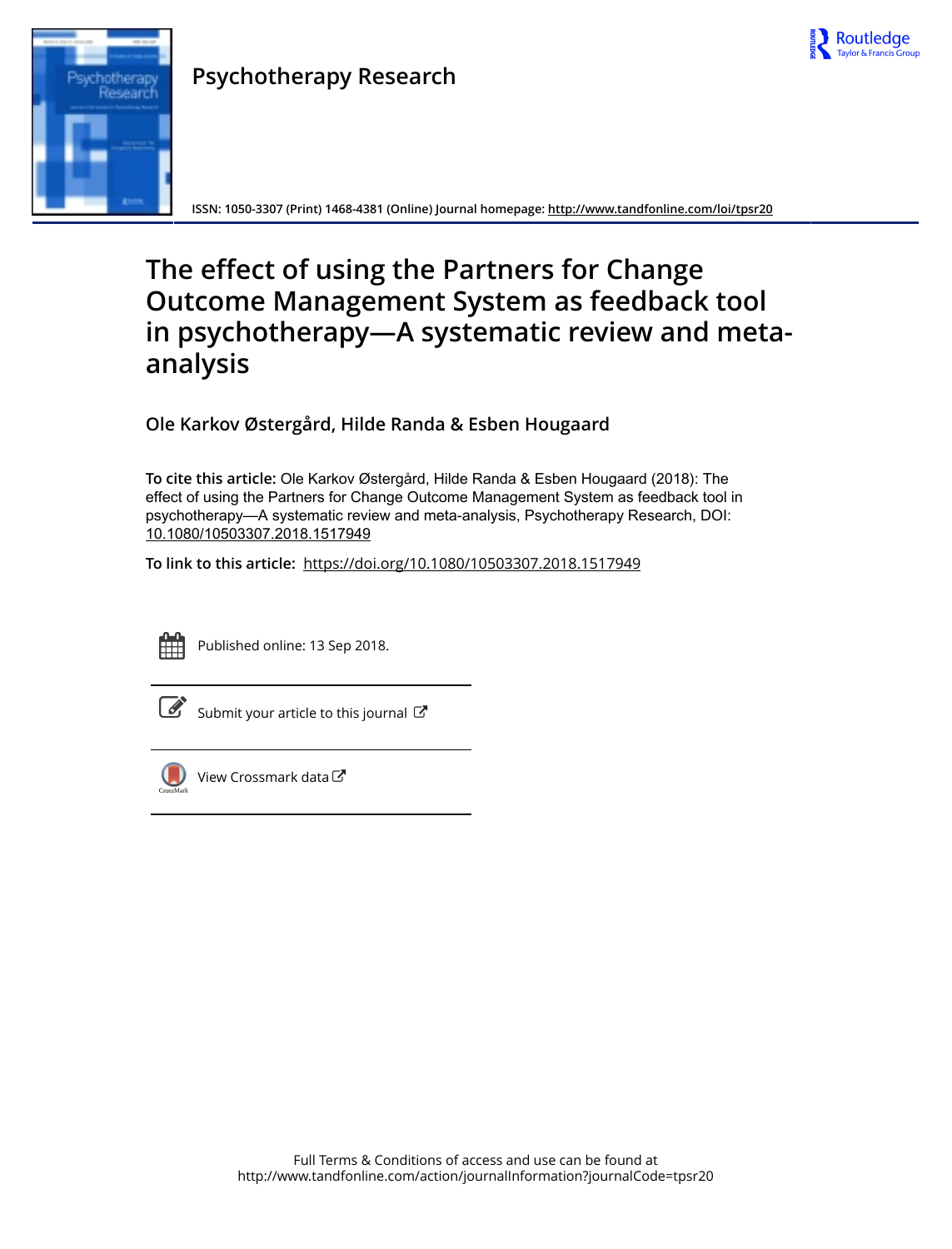Psychotherapy Research

ISSN: 1050-3307 (Print) 1468-4381 (Online) Journal homepage: http://www.tandfonline.com/loi/tpsr20

# The effect of using the Partners for Change Outcome Management System as feedback tool in psychotherapy—A systematic review and meta-analysis

**Ole Karkov Østergård, Hilde Randa & Esben Hougaard**

**To cite this article:** Ole Karkov Østergård, Hilde Randa & Esben Hougaard (2018): The effect of using the Partners for Change Outcome Management System as feedback tool in psychotherapy—A systematic review and meta-analysis, Psychotherapy Research, DOI: 10.1080/10503307.2018.1517949

**To link to this article:** https://doi.org/10.1080/10503307.2018.1517949

Published online: 13 Sep 2018.

Submit your article to this journal

View Crossmark data

Full Terms & Conditions of access and use can be found at http://www.tandfonline.com/action/journalInformation?journalCode=tpsr20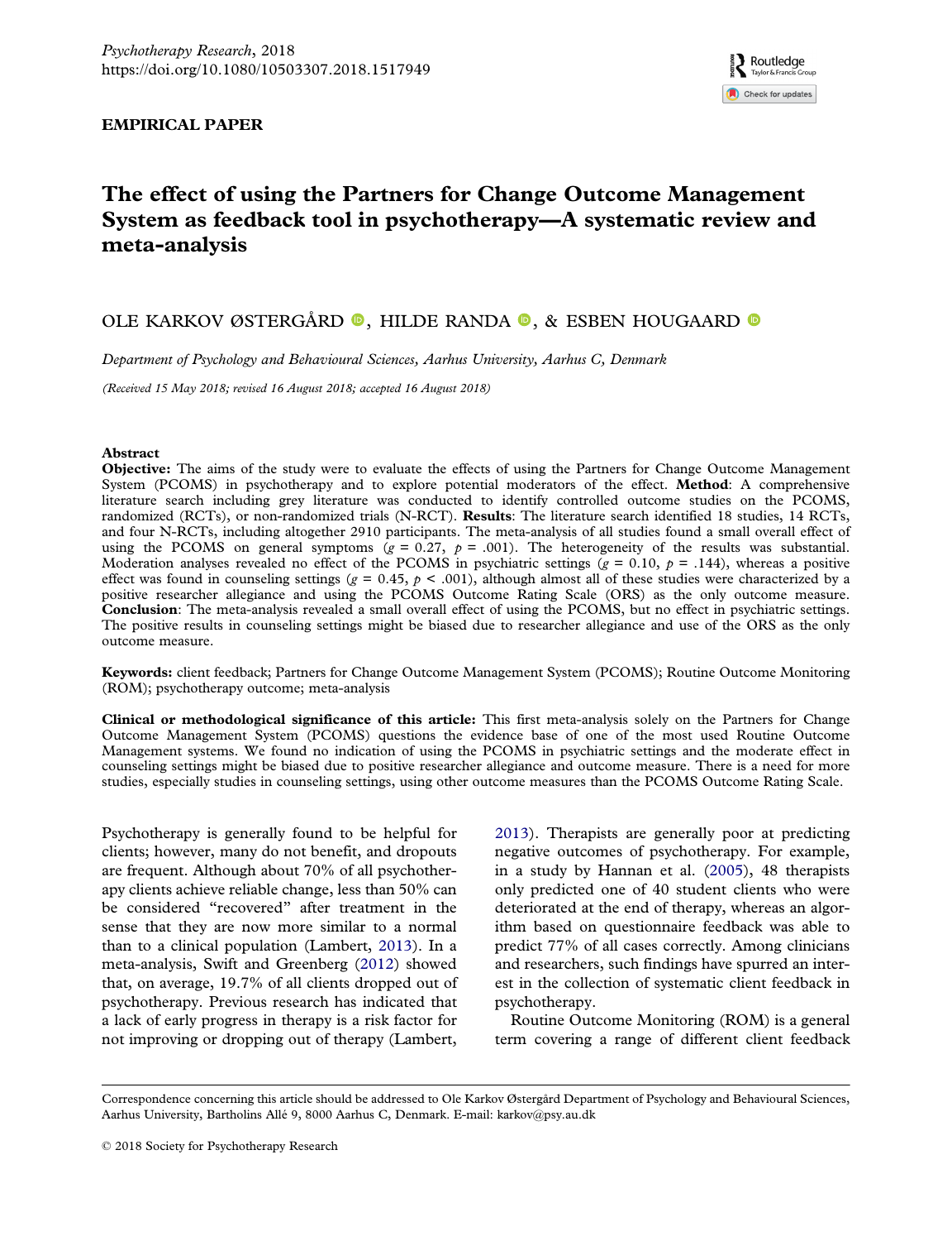EMPIRICAL PAPER

# The effect of using the Partners for Change Outcome Management System as feedback tool in psychotherapy—A systematic review and meta-analysis

OLE KARKOV ØSTERGÅRD, HILDE RANDA, & ESBEN HOUGAARD

*Department of Psychology and Behavioural Sciences, Aarhus University, Aarhus C, Denmark*

*(Received 15 May 2018; revised 16 August 2018; accepted 16 August 2018)*

## Abstract

**Objective:** The aims of the study were to evaluate the effects of using the Partners for Change Outcome Management System (PCOMS) in psychotherapy and to explore potential moderators of the effect. **Method**: A comprehensive literature search including grey literature was conducted to identify controlled outcome studies on the PCOMS, randomized (RCTs), or non-randomized trials (N-RCT). **Results**: The literature search identified 18 studies, 14 RCTs, and four N-RCTs, including altogether 2910 participants. The meta-analysis of all studies found a small overall effect of using the PCOMS on general symptoms ($g$ = 0.27, $p$ = .001). The heterogeneity of the results was substantial. Moderation analyses revealed no effect of the PCOMS in psychiatric settings ($g$ = 0.10, $p$ = .144), whereas a positive effect was found in counseling settings ($g$ = 0.45, $p$ < .001), although almost all of these studies were characterized by a positive researcher allegiance and using the PCOMS Outcome Rating Scale (ORS) as the only outcome measure. **Conclusion**: The meta-analysis revealed a small overall effect of using the PCOMS, but no effect in psychiatric settings. The positive results in counseling settings might be biased due to researcher allegiance and use of the ORS as the only outcome measure.

**Keywords:** client feedback; Partners for Change Outcome Management System (PCOMS); Routine Outcome Monitoring (ROM); psychotherapy outcome; meta-analysis

**Clinical or methodological significance of this article:** This first meta-analysis solely on the Partners for Change Outcome Management System (PCOMS) questions the evidence base of one of the most used Routine Outcome Management systems. We found no indication of using the PCOMS in psychiatric settings and the moderate effect in counseling settings might be biased due to positive researcher allegiance and outcome measure. There is a need for more studies, especially studies in counseling settings, using other outcome measures than the PCOMS Outcome Rating Scale.

Psychotherapy is generally found to be helpful for clients; however, many do not benefit, and dropouts are frequent. Although about 70% of all psychotherapy clients achieve reliable change, less than 50% can be considered "recovered" after treatment in the sense that they are now more similar to a normal than to a clinical population (Lambert, 2013). In a meta-analysis, Swift and Greenberg (2012) showed that, on average, 19.7% of all clients dropped out of psychotherapy. Previous research has indicated that a lack of early progress in therapy is a risk factor for not improving or dropping out of therapy (Lambert, 2013). Therapists are generally poor at predicting negative outcomes of psychotherapy. For example, in a study by Hannan et al. (2005), 48 therapists only predicted one of 40 student clients who were deteriorated at the end of therapy, whereas an algorithm based on questionnaire feedback was able to predict 77% of all cases correctly. Among clinicians and researchers, such findings have spurred an interest in the collection of systematic client feedback in psychotherapy.

Routine Outcome Monitoring (ROM) is a general term covering a range of different client feedback

Correspondence concerning this article should be addressed to Ole Karkov Østergård Department of Psychology and Behavioural Sciences, Aarhus University, Bartholins Allé 9, 8000 Aarhus C, Denmark. E-mail: karkov@psy.au.dk

© 2018 Society for Psychotherapy Research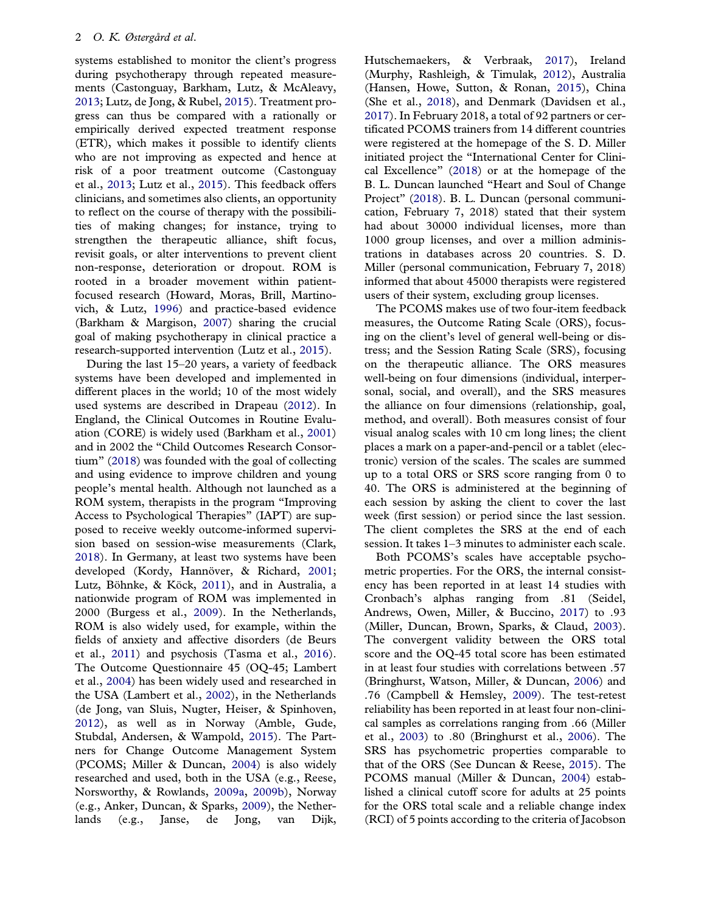systems established to monitor the client's progress during psychotherapy through repeated measurements (Castonguay, Barkham, Lutz, & McAleavy, 2013; Lutz, de Jong, & Rubel, 2015). Treatment progress can thus be compared with a rationally or empirically derived expected treatment response (ETR), which makes it possible to identify clients who are not improving as expected and hence at risk of a poor treatment outcome (Castonguay et al., 2013; Lutz et al., 2015). This feedback offers clinicians, and sometimes also clients, an opportunity to reflect on the course of therapy with the possibilities of making changes; for instance, trying to strengthen the therapeutic alliance, shift focus, revisit goals, or alter interventions to prevent client non-response, deterioration or dropout. ROM is rooted in a broader movement within patient-focused research (Howard, Moras, Brill, Martinovich, & Lutz, 1996) and practice-based evidence (Barkham & Margison, 2007) sharing the crucial goal of making psychotherapy in clinical practice a research-supported intervention (Lutz et al., 2015).

During the last 15–20 years, a variety of feedback systems have been developed and implemented in different places in the world; 10 of the most widely used systems are described in Drapeau (2012). In England, the Clinical Outcomes in Routine Evaluation (CORE) is widely used (Barkham et al., 2001) and in 2002 the "Child Outcomes Research Consortium" (2018) was founded with the goal of collecting and using evidence to improve children and young people's mental health. Although not launched as a ROM system, therapists in the program "Improving Access to Psychological Therapies" (IAPT) are supposed to receive weekly outcome-informed supervision based on session-wise measurements (Clark, 2018). In Germany, at least two systems have been developed (Kordy, Hannöver, & Richard, 2001; Lutz, Böhnke, & Köck, 2011), and in Australia, a nationwide program of ROM was implemented in 2000 (Burgess et al., 2009). In the Netherlands, ROM is also widely used, for example, within the fields of anxiety and affective disorders (de Beurs et al., 2011) and psychosis (Tasma et al., 2016). The Outcome Questionnaire 45 (OQ-45; Lambert et al., 2004) has been widely used and researched in the USA (Lambert et al., 2002), in the Netherlands (de Jong, van Sluis, Nugter, Heiser, & Spinhoven, 2012), as well as in Norway (Amble, Gude, Stubdal, Andersen, & Wampold, 2015). The Partners for Change Outcome Management System (PCOMS; Miller & Duncan, 2004) is also widely researched and used, both in the USA (e.g., Reese, Norsworthy, & Rowlands, 2009a, 2009b), Norway (e.g., Anker, Duncan, & Sparks, 2009), the Netherlands (e.g., Janse, de Jong, van Dijk, Hutschemaekers, & Verbraak, 2017), Ireland (Murphy, Rashleigh, & Timulak, 2012), Australia (Hansen, Howe, Sutton, & Ronan, 2015), China (She et al., 2018), and Denmark (Davidsen et al., 2017). In February 2018, a total of 92 partners or certificated PCOMS trainers from 14 different countries were registered at the homepage of the S. D. Miller initiated project the "International Center for Clinical Excellence" (2018) or at the homepage of the B. L. Duncan launched "Heart and Soul of Change Project" (2018). B. L. Duncan (personal communication, February 7, 2018) stated that their system had about 30000 individual licenses, more than 1000 group licenses, and over a million administrations in databases across 20 countries. S. D. Miller (personal communication, February 7, 2018) informed that about 45000 therapists were registered users of their system, excluding group licenses.

The PCOMS makes use of two four-item feedback measures, the Outcome Rating Scale (ORS), focusing on the client's level of general well-being or distress; and the Session Rating Scale (SRS), focusing on the therapeutic alliance. The ORS measures well-being on four dimensions (individual, interpersonal, social, and overall), and the SRS measures the alliance on four dimensions (relationship, goal, method, and overall). Both measures consist of four visual analog scales with 10 cm long lines; the client places a mark on a paper-and-pencil or a tablet (electronic) version of the scales. The scales are summed up to a total ORS or SRS score ranging from 0 to 40. The ORS is administered at the beginning of each session by asking the client to cover the last week (first session) or period since the last session. The client completes the SRS at the end of each session. It takes 1–3 minutes to administer each scale.

Both PCOMS's scales have acceptable psychometric properties. For the ORS, the internal consistency has been reported in at least 14 studies with Cronbach's alphas ranging from .81 (Seidel, Andrews, Owen, Miller, & Buccino, 2017) to .93 (Miller, Duncan, Brown, Sparks, & Claud, 2003). The convergent validity between the ORS total score and the OQ-45 total score has been estimated in at least four studies with correlations between .57 (Bringhurst, Watson, Miller, & Duncan, 2006) and .76 (Campbell & Hemsley, 2009). The test-retest reliability has been reported in at least four non-clinical samples as correlations ranging from .66 (Miller et al., 2003) to .80 (Bringhurst et al., 2006). The SRS has psychometric properties comparable to that of the ORS (See Duncan & Reese, 2015). The PCOMS manual (Miller & Duncan, 2004) established a clinical cutoff score for adults at 25 points for the ORS total scale and a reliable change index (RCI) of 5 points according to the criteria of Jacobson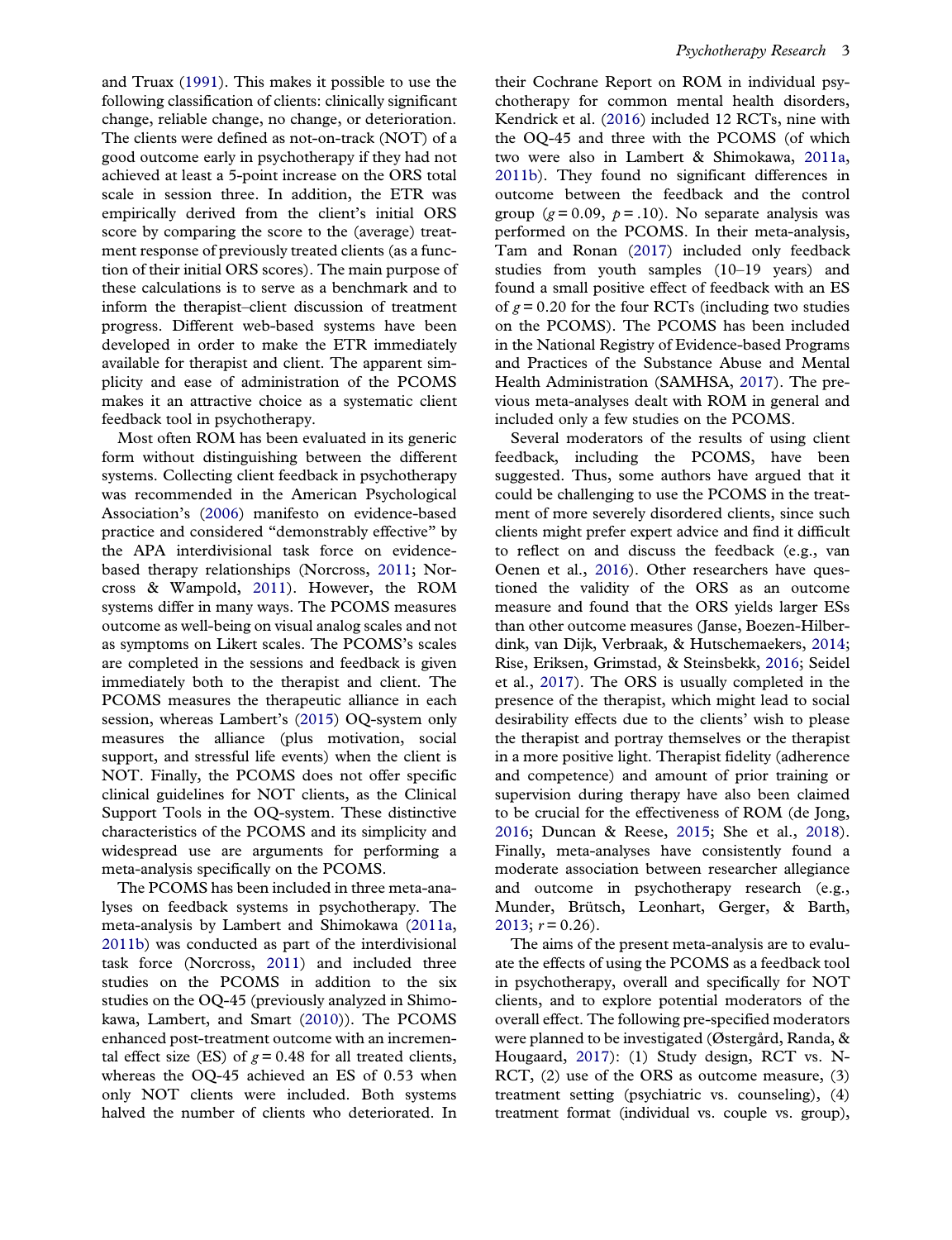and Truax (1991). This makes it possible to use the following classification of clients: clinically significant change, reliable change, no change, or deterioration. The clients were defined as not-on-track (NOT) of a good outcome early in psychotherapy if they had not achieved at least a 5-point increase on the ORS total scale in session three. In addition, the ETR was empirically derived from the client's initial ORS score by comparing the score to the (average) treatment response of previously treated clients (as a function of their initial ORS scores). The main purpose of these calculations is to serve as a benchmark and to inform the therapist–client discussion of treatment progress. Different web-based systems have been developed in order to make the ETR immediately available for therapist and client. The apparent simplicity and ease of administration of the PCOMS makes it an attractive choice as a systematic client feedback tool in psychotherapy.

Most often ROM has been evaluated in its generic form without distinguishing between the different systems. Collecting client feedback in psychotherapy was recommended in the American Psychological Association's (2006) manifesto on evidence-based practice and considered "demonstrably effective" by the APA interdivisional task force on evidence-based therapy relationships (Norcross, 2011; Norcross & Wampold, 2011). However, the ROM systems differ in many ways. The PCOMS measures outcome as well-being on visual analog scales and not as symptoms on Likert scales. The PCOMS's scales are completed in the sessions and feedback is given immediately both to the therapist and client. The PCOMS measures the therapeutic alliance in each session, whereas Lambert's (2015) OQ-system only measures the alliance (plus motivation, social support, and stressful life events) when the client is NOT. Finally, the PCOMS does not offer specific clinical guidelines for NOT clients, as the Clinical Support Tools in the OQ-system. These distinctive characteristics of the PCOMS and its simplicity and widespread use are arguments for performing a meta-analysis specifically on the PCOMS.

The PCOMS has been included in three meta-analyses on feedback systems in psychotherapy. The meta-analysis by Lambert and Shimokawa (2011a, 2011b) was conducted as part of the interdivisional task force (Norcross, 2011) and included three studies on the PCOMS in addition to the six studies on the OQ-45 (previously analyzed in Shimokawa, Lambert, and Smart (2010)). The PCOMS enhanced post-treatment outcome with an incremental effect size (ES) of $g = 0.48$ for all treated clients, whereas the OQ-45 achieved an ES of 0.53 when only NOT clients were included. Both systems halved the number of clients who deteriorated. In their Cochrane Report on ROM in individual psychotherapy for common mental health disorders, Kendrick et al. (2016) included 12 RCTs, nine with the OQ-45 and three with the PCOMS (of which two were also in Lambert & Shimokawa, 2011a, 2011b). They found no significant differences in outcome between the feedback and the control group ($g = 0.09$, $p = .10$). No separate analysis was performed on the PCOMS. In their meta-analysis, Tam and Ronan (2017) included only feedback studies from youth samples (10–19 years) and found a small positive effect of feedback with an ES of $g = 0.20$ for the four RCTs (including two studies on the PCOMS). The PCOMS has been included in the National Registry of Evidence-based Programs and Practices of the Substance Abuse and Mental Health Administration (SAMHSA, 2017). The previous meta-analyses dealt with ROM in general and included only a few studies on the PCOMS.

Several moderators of the results of using client feedback, including the PCOMS, have been suggested. Thus, some authors have argued that it could be challenging to use the PCOMS in the treatment of more severely disordered clients, since such clients might prefer expert advice and find it difficult to reflect on and discuss the feedback (e.g., van Oenen et al., 2016). Other researchers have questioned the validity of the ORS as an outcome measure and found that the ORS yields larger ESs than other outcome measures (Janse, Boezen-Hilberdink, van Dijk, Verbraak, & Hutschemaekers, 2014; Rise, Eriksen, Grimstad, & Steinsbekk, 2016; Seidel et al., 2017). The ORS is usually completed in the presence of the therapist, which might lead to social desirability effects due to the clients' wish to please the therapist and portray themselves or the therapist in a more positive light. Therapist fidelity (adherence and competence) and amount of prior training or supervision during therapy have also been claimed to be crucial for the effectiveness of ROM (de Jong, 2016; Duncan & Reese, 2015; She et al., 2018). Finally, meta-analyses have consistently found a moderate association between researcher allegiance and outcome in psychotherapy research (e.g., Munder, Brütsch, Leonhart, Gerger, & Barth, 2013; $r = 0.26$).

The aims of the present meta-analysis are to evaluate the effects of using the PCOMS as a feedback tool in psychotherapy, overall and specifically for NOT clients, and to explore potential moderators of the overall effect. The following pre-specified moderators were planned to be investigated (Østergård, Randa, & Hougaard, 2017): (1) Study design, RCT vs. N-RCT, (2) use of the ORS as outcome measure, (3) treatment setting (psychiatric vs. counseling), (4) treatment format (individual vs. couple vs. group),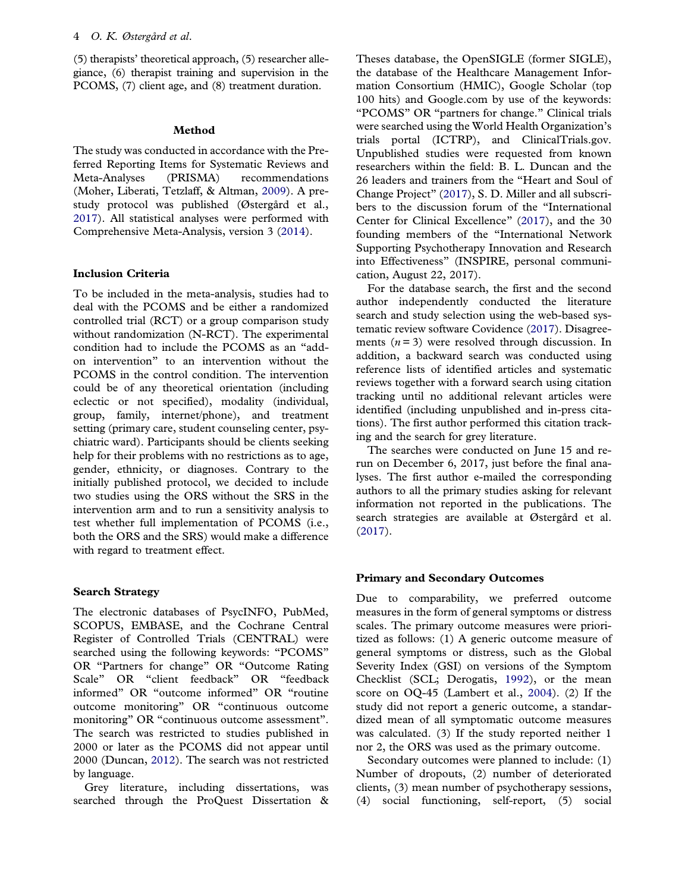(5) therapists' theoretical approach, (5) researcher allegiance, (6) therapist training and supervision in the PCOMS, (7) client age, and (8) treatment duration.

## Method

The study was conducted in accordance with the Preferred Reporting Items for Systematic Reviews and Meta-Analyses (PRISMA) recommendations (Moher, Liberati, Tetzlaff, & Altman, 2009). A prestudy protocol was published (Østergård et al., 2017). All statistical analyses were performed with Comprehensive Meta-Analysis, version 3 (2014).

### Inclusion Criteria

To be included in the meta-analysis, studies had to deal with the PCOMS and be either a randomized controlled trial (RCT) or a group comparison study without randomization (N-RCT). The experimental condition had to include the PCOMS as an "add-on intervention" to an intervention without the PCOMS in the control condition. The intervention could be of any theoretical orientation (including eclectic or not specified), modality (individual, group, family, internet/phone), and treatment setting (primary care, student counseling center, psychiatric ward). Participants should be clients seeking help for their problems with no restrictions as to age, gender, ethnicity, or diagnoses. Contrary to the initially published protocol, we decided to include two studies using the ORS without the SRS in the intervention arm and to run a sensitivity analysis to test whether full implementation of PCOMS (i.e., both the ORS and the SRS) would make a difference with regard to treatment effect.

### Search Strategy

The electronic databases of PsycINFO, PubMed, SCOPUS, EMBASE, and the Cochrane Central Register of Controlled Trials (CENTRAL) were searched using the following keywords: "PCOMS" OR "Partners for change" OR "Outcome Rating Scale" OR "client feedback" OR "feedback informed" OR "outcome informed" OR "routine outcome monitoring" OR "continuous outcome monitoring" OR "continuous outcome assessment". The search was restricted to studies published in 2000 or later as the PCOMS did not appear until 2000 (Duncan, 2012). The search was not restricted by language.

Grey literature, including dissertations, was searched through the ProQuest Dissertation & Theses database, the OpenSIGLE (former SIGLE), the database of the Healthcare Management Information Consortium (HMIC), Google Scholar (top 100 hits) and Google.com by use of the keywords: "PCOMS" OR "partners for change." Clinical trials were searched using the World Health Organization's trials portal (ICTRP), and ClinicalTrials.gov. Unpublished studies were requested from known researchers within the field: B. L. Duncan and the 26 leaders and trainers from the "Heart and Soul of Change Project" (2017), S. D. Miller and all subscribers to the discussion forum of the "International Center for Clinical Excellence" (2017), and the 30 founding members of the "International Network Supporting Psychotherapy Innovation and Research into Effectiveness" (INSPIRE, personal communication, August 22, 2017).

For the database search, the first and the second author independently conducted the literature search and study selection using the web-based systematic review software Covidence (2017). Disagreements ($n = 3$) were resolved through discussion. In addition, a backward search was conducted using reference lists of identified articles and systematic reviews together with a forward search using citation tracking until no additional relevant articles were identified (including unpublished and in-press citations). The first author performed this citation tracking and the search for grey literature.

The searches were conducted on June 15 and rerun on December 6, 2017, just before the final analyses. The first author e-mailed the corresponding authors to all the primary studies asking for relevant information not reported in the publications. The search strategies are available at Østergård et al. (2017).

### Primary and Secondary Outcomes

Due to comparability, we preferred outcome measures in the form of general symptoms or distress scales. The primary outcome measures were prioritized as follows: (1) A generic outcome measure of general symptoms or distress, such as the Global Severity Index (GSI) on versions of the Symptom Checklist (SCL; Derogatis, 1992), or the mean score on OQ-45 (Lambert et al., 2004). (2) If the study did not report a generic outcome, a standardized mean of all symptomatic outcome measures was calculated. (3) If the study reported neither 1 nor 2, the ORS was used as the primary outcome.

Secondary outcomes were planned to include: (1) Number of dropouts, (2) number of deteriorated clients, (3) mean number of psychotherapy sessions, (4) social functioning, self-report, (5) social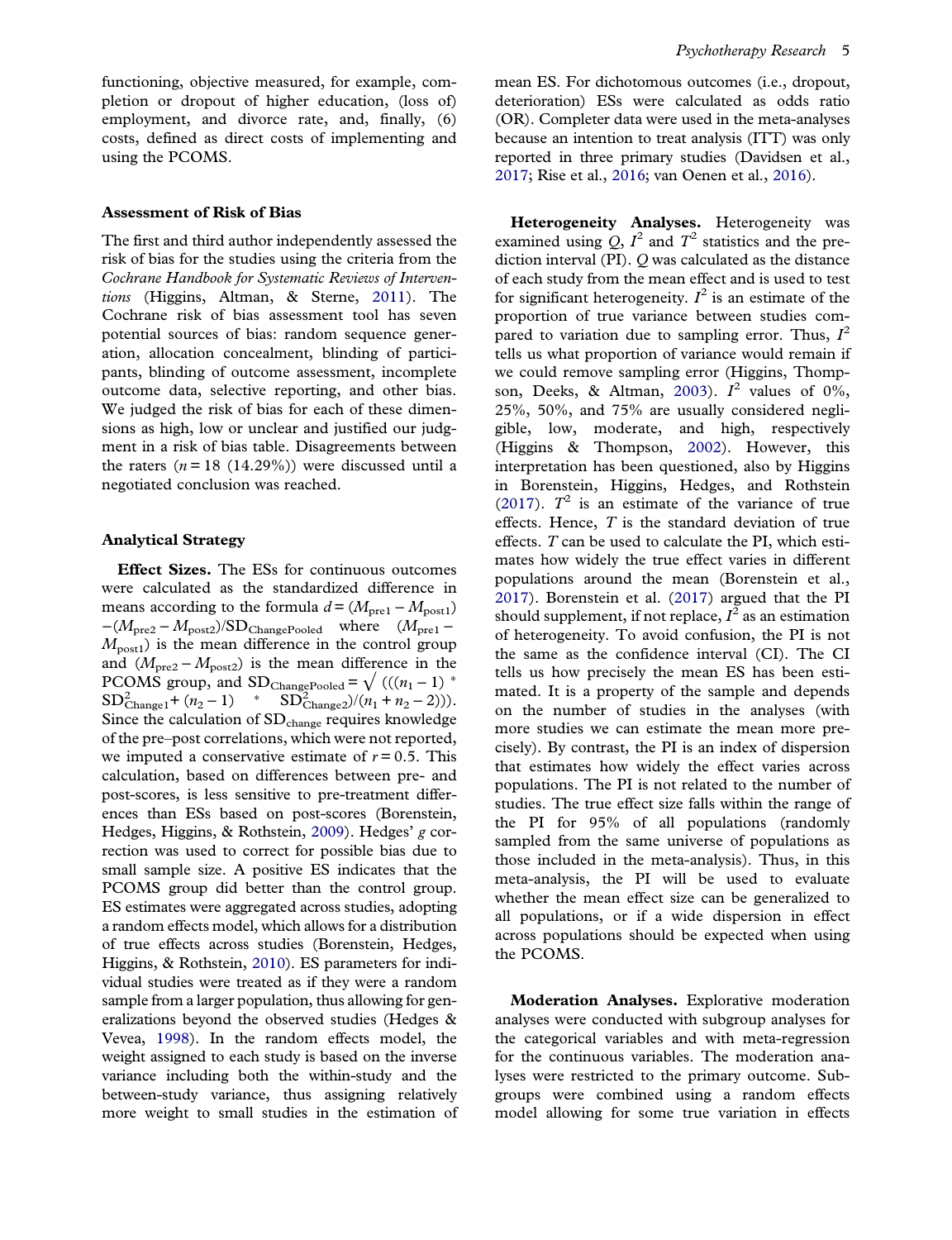functioning, objective measured, for example, completion or dropout of higher education, (loss of) employment, and divorce rate, and, finally, (6) costs, defined as direct costs of implementing and using the PCOMS.

### Assessment of Risk of Bias

The first and third author independently assessed the risk of bias for the studies using the criteria from the *Cochrane Handbook for Systematic Reviews of Interventions* (Higgins, Altman, & Sterne, 2011). The Cochrane risk of bias assessment tool has seven potential sources of bias: random sequence generation, allocation concealment, blinding of participants, blinding of outcome assessment, incomplete outcome data, selective reporting, and other bias. We judged the risk of bias for each of these dimensions as high, low or unclear and justified our judgment in a risk of bias table. Disagreements between the raters ($n = 18$ (14.29%)) were discussed until a negotiated conclusion was reached.

### Analytical Strategy

**Effect Sizes.** The ESs for continuous outcomes were calculated as the standardized difference in means according to the formula $d = (M_{\text{pre1}} - M_{\text{post1}}) - (M_{\text{pre2}} - M_{\text{post2}})/\text{SD}_{\text{ChangePooled}}$ where $(M_{\text{pre1}} - M_{\text{post1}})$ is the mean difference in the control group and $(M_{\text{pre2}} - M_{\text{post2}})$ is the mean difference in the PCOMS group, and $\text{SD}_{\text{ChangePooled}} = \sqrt{(((n_1 - 1) * \text{SD}^2_{\text{Change1}} + (n_2 - 1) * \text{SD}^2_{\text{Change2}})/(n_1 + n_2 - 2)))}$. Since the calculation of $\text{SD}_{\text{change}}$ requires knowledge of the pre–post correlations, which were not reported, we imputed a conservative estimate of $r = 0.5$. This calculation, based on differences between pre- and post-scores, is less sensitive to pre-treatment differences than ESs based on post-scores (Borenstein, Hedges, Higgins, & Rothstein, 2009). Hedges' $g$ correction was used to correct for possible bias due to small sample size. A positive ES indicates that the PCOMS group did better than the control group. ES estimates were aggregated across studies, adopting a random effects model, which allows for a distribution of true effects across studies (Borenstein, Hedges, Higgins, & Rothstein, 2010). ES parameters for individual studies were treated as if they were a random sample from a larger population, thus allowing for generalizations beyond the observed studies (Hedges & Vevea, 1998). In the random effects model, the weight assigned to each study is based on the inverse variance including both the within-study and the between-study variance, thus assigning relatively more weight to small studies in the estimation of mean ES. For dichotomous outcomes (i.e., dropout, deterioration) ESs were calculated as odds ratio (OR). Completer data were used in the meta-analyses because an intention to treat analysis (ITT) was only reported in three primary studies (Davidsen et al., 2017; Rise et al., 2016; van Oenen et al., 2016).

**Heterogeneity Analyses.** Heterogeneity was examined using $Q$, $I^2$ and $T^2$ statistics and the prediction interval (PI). $Q$ was calculated as the distance of each study from the mean effect and is used to test for significant heterogeneity. $I^2$ is an estimate of the proportion of true variance between studies compared to variation due to sampling error. Thus, $I^2$ tells us what proportion of variance would remain if we could remove sampling error (Higgins, Thompson, Deeks, & Altman, 2003). $I^2$ values of 0%, 25%, 50%, and 75% are usually considered negligible, low, moderate, and high, respectively (Higgins & Thompson, 2002). However, this interpretation has been questioned, also by Higgins in Borenstein, Higgins, Hedges, and Rothstein (2017). $T^2$ is an estimate of the variance of true effects. Hence, $T$ is the standard deviation of true effects. $T$ can be used to calculate the PI, which estimates how widely the true effect varies in different populations around the mean (Borenstein et al., 2017). Borenstein et al. (2017) argued that the PI should supplement, if not replace, $I^2$ as an estimation of heterogeneity. To avoid confusion, the PI is not the same as the confidence interval (CI). The CI tells us how precisely the mean ES has been estimated. It is a property of the sample and depends on the number of studies in the analyses (with more studies we can estimate the mean more precisely). By contrast, the PI is an index of dispersion that estimates how widely the effect varies across populations. The PI is not related to the number of studies. The true effect size falls within the range of the PI for 95% of all populations (randomly sampled from the same universe of populations as those included in the meta-analysis). Thus, in this meta-analysis, the PI will be used to evaluate whether the mean effect size can be generalized to all populations, or if a wide dispersion in effect across populations should be expected when using the PCOMS.

**Moderation Analyses.** Explorative moderation analyses were conducted with subgroup analyses for the categorical variables and with meta-regression for the continuous variables. The moderation analyses were restricted to the primary outcome. Subgroups were combined using a random effects model allowing for some true variation in effects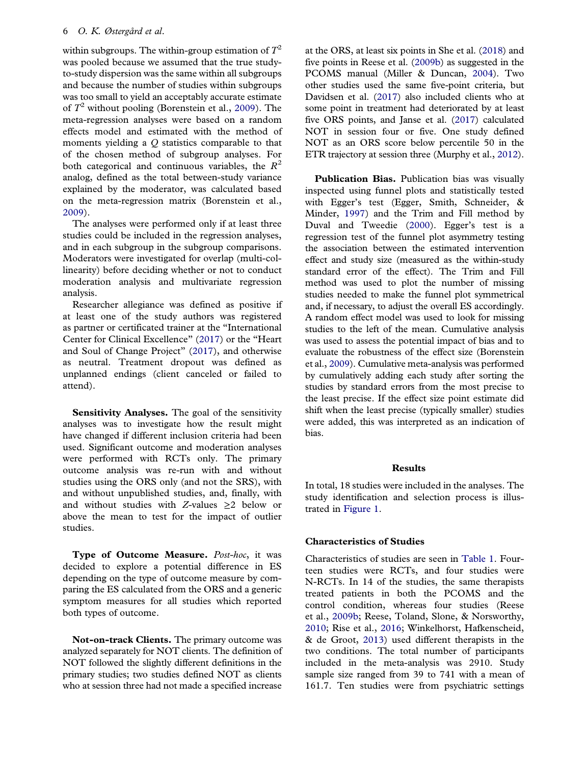within subgroups. The within-group estimation of $T^2$ was pooled because we assumed that the true study-to-study dispersion was the same within all subgroups and because the number of studies within subgroups was too small to yield an acceptably accurate estimate of $T^2$ without pooling (Borenstein et al., 2009). The meta-regression analyses were based on a random effects model and estimated with the method of moments yielding a $Q$ statistics comparable to that of the chosen method of subgroup analyses. For both categorical and continuous variables, the $R^2$ analog, defined as the total between-study variance explained by the moderator, was calculated based on the meta-regression matrix (Borenstein et al., 2009).

The analyses were performed only if at least three studies could be included in the regression analyses, and in each subgroup in the subgroup comparisons. Moderators were investigated for overlap (multi-collinearity) before deciding whether or not to conduct moderation analysis and multivariate regression analysis.

Researcher allegiance was defined as positive if at least one of the study authors was registered as partner or certificated trainer at the "International Center for Clinical Excellence" (2017) or the "Heart and Soul of Change Project" (2017), and otherwise as neutral. Treatment dropout was defined as unplanned endings (client canceled or failed to attend).

**Sensitivity Analyses.** The goal of the sensitivity analyses was to investigate how the result might have changed if different inclusion criteria had been used. Significant outcome and moderation analyses were performed with RCTs only. The primary outcome analysis was re-run with and without studies using the ORS only (and not the SRS), with and without unpublished studies, and, finally, with and without studies with $Z$-values $\geq 2$ below or above the mean to test for the impact of outlier studies.

**Type of Outcome Measure.** *Post-hoc*, it was decided to explore a potential difference in ES depending on the type of outcome measure by comparing the ES calculated from the ORS and a generic symptom measures for all studies which reported both types of outcome.

**Not-on-track Clients.** The primary outcome was analyzed separately for NOT clients. The definition of NOT followed the slightly different definitions in the primary studies; two studies defined NOT as clients who at session three had not made a specified increase at the ORS, at least six points in She et al. (2018) and five points in Reese et al. (2009b) as suggested in the PCOMS manual (Miller & Duncan, 2004). Two other studies used the same five-point criteria, but Davidsen et al. (2017) also included clients who at some point in treatment had deteriorated by at least five ORS points, and Janse et al. (2017) calculated NOT in session four or five. One study defined NOT as an ORS score below percentile 50 in the ETR trajectory at session three (Murphy et al., 2012).

**Publication Bias.** Publication bias was visually inspected using funnel plots and statistically tested with Egger's test (Egger, Smith, Schneider, & Minder, 1997) and the Trim and Fill method by Duval and Tweedie (2000). Egger's test is a regression test of the funnel plot asymmetry testing the association between the estimated intervention effect and study size (measured as the within-study standard error of the effect). The Trim and Fill method was used to plot the number of missing studies needed to make the funnel plot symmetrical and, if necessary, to adjust the overall ES accordingly. A random effect model was used to look for missing studies to the left of the mean. Cumulative analysis was used to assess the potential impact of bias and to evaluate the robustness of the effect size (Borenstein et al., 2009). Cumulative meta-analysis was performed by cumulatively adding each study after sorting the studies by standard errors from the most precise to the least precise. If the effect size point estimate did shift when the least precise (typically smaller) studies were added, this was interpreted as an indication of bias.

## Results

In total, 18 studies were included in the analyses. The study identification and selection process is illustrated in Figure 1.

### Characteristics of Studies

Characteristics of studies are seen in Table 1. Fourteen studies were RCTs, and four studies were N-RCTs. In 14 of the studies, the same therapists treated patients in both the PCOMS and the control condition, whereas four studies (Reese et al., 2009b; Reese, Toland, Slone, & Norsworthy, 2010; Rise et al., 2016; Winkelhorst, Hafkenscheid, & de Groot, 2013) used different therapists in the two conditions. The total number of participants included in the meta-analysis was 2910. Study sample size ranged from 39 to 741 with a mean of 161.7. Ten studies were from psychiatric settings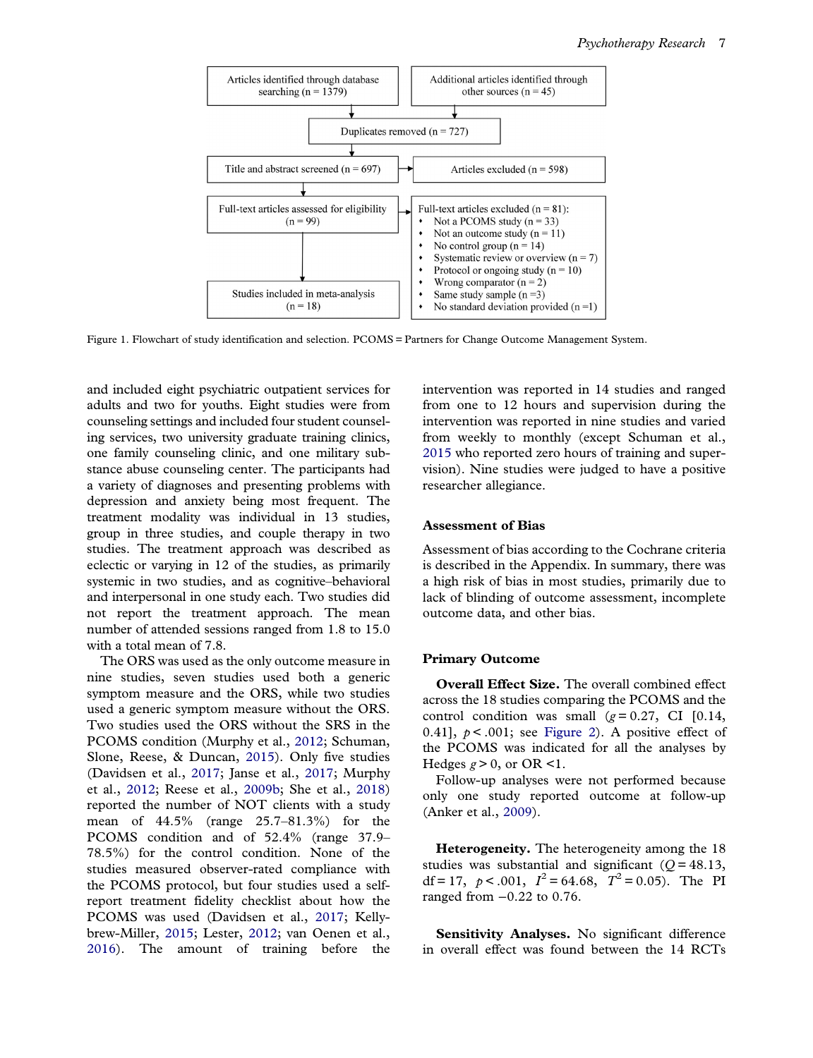Articles identified through database searching (n = 1379)

Additional articles identified through other sources (n = 45)

Duplicates removed (n = 727)

Title and abstract screened (n = 697)

Articles excluded (n = 598)

Full-text articles assessed for eligibility (n = 99)

Full-text articles excluded (n = 81):

- Not a PCOMS study (n = 33)
- Not an outcome study (n = 11)
- No control group (n = 14)
- Systematic review or overview (n = 7)
- Protocol or ongoing study (n = 10)
- Wrong comparator (n = 2)
- Same study sample (n =3)
- No standard deviation provided (n =1)

Studies included in meta-analysis (n = 18)

Figure 1. Flowchart of study identification and selection. PCOMS = Partners for Change Outcome Management System.

and included eight psychiatric outpatient services for adults and two for youths. Eight studies were from counseling settings and included four student counseling services, two university graduate training clinics, one family counseling clinic, and one military substance abuse counseling center. The participants had a variety of diagnoses and presenting problems with depression and anxiety being most frequent. The treatment modality was individual in 13 studies, group in three studies, and couple therapy in two studies. The treatment approach was described as eclectic or varying in 12 of the studies, as primarily systemic in two studies, and as cognitive–behavioral and interpersonal in one study each. Two studies did not report the treatment approach. The mean number of attended sessions ranged from 1.8 to 15.0 with a total mean of 7.8.

The ORS was used as the only outcome measure in nine studies, seven studies used both a generic symptom measure and the ORS, while two studies used a generic symptom measure without the ORS. Two studies used the ORS without the SRS in the PCOMS condition (Murphy et al., 2012; Schuman, Slone, Reese, & Duncan, 2015). Only five studies (Davidsen et al., 2017; Janse et al., 2017; Murphy et al., 2012; Reese et al., 2009b; She et al., 2018) reported the number of NOT clients with a study mean of 44.5% (range 25.7–81.3%) for the PCOMS condition and of 52.4% (range 37.9–78.5%) for the control condition. None of the studies measured observer-rated compliance with the PCOMS protocol, but four studies used a self-report treatment fidelity checklist about how the PCOMS was used (Davidsen et al., 2017; Kellybrew-Miller, 2015; Lester, 2012; van Oenen et al., 2016). The amount of training before the intervention was reported in 14 studies and ranged from one to 12 hours and supervision during the intervention was reported in nine studies and varied from weekly to monthly (except Schuman et al., 2015 who reported zero hours of training and supervision). Nine studies were judged to have a positive researcher allegiance.

### Assessment of Bias

Assessment of bias according to the Cochrane criteria is described in the Appendix. In summary, there was a high risk of bias in most studies, primarily due to lack of blinding of outcome assessment, incomplete outcome data, and other bias.

### Primary Outcome

**Overall Effect Size.** The overall combined effect across the 18 studies comparing the PCOMS and the control condition was small ($g = 0.27$, CI [0.14, 0.41], $p < .001$; see Figure 2). A positive effect of the PCOMS was indicated for all the analyses by Hedges $g > 0$, or OR <1.

Follow-up analyses were not performed because only one study reported outcome at follow-up (Anker et al., 2009).

**Heterogeneity.** The heterogeneity among the 18 studies was substantial and significant ($Q = 48.13$, df = 17, $p < .001$, $I^2 = 64.68$, $T^2 = 0.05$). The PI ranged from −0.22 to 0.76.

**Sensitivity Analyses.** No significant difference in overall effect was found between the 14 RCTs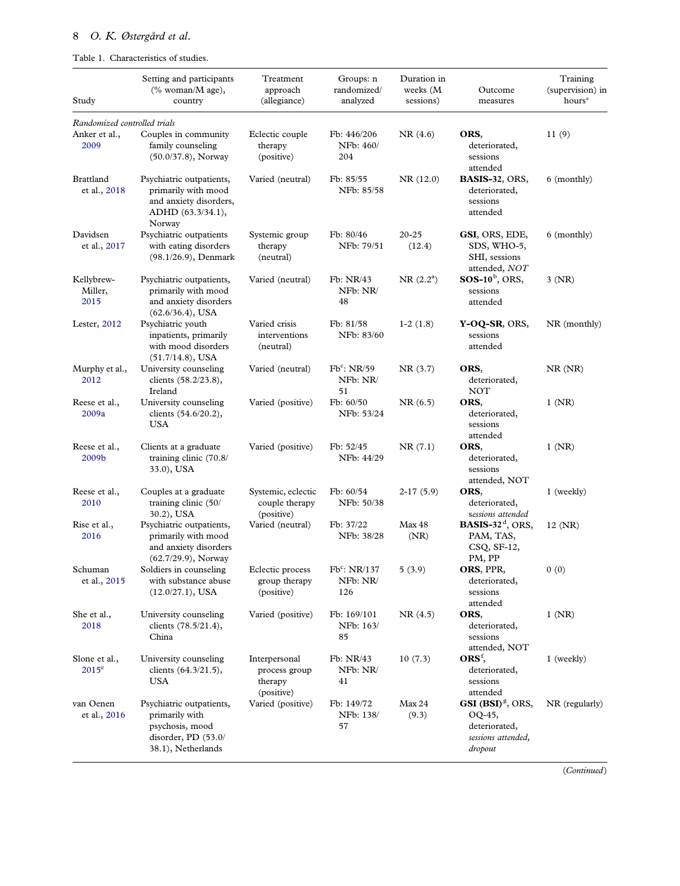Table 1. Characteristics of studies.

| Study | Setting and participants (% woman/M age), country | Treatment approach (allegiance) | Groups: n randomized/ analyzed | Duration in weeks (M sessions) | Outcome measures | Training (supervision) in hours* |
|---|---|---|---|---|---|---|
| *Randomized controlled trials* | | | | | | |
| Anker et al., 2009 | Couples in community family counseling (50.0/37.8), Norway | Eclectic couple therapy (positive) | Fb: 446/206 NFb: 460/204 | NR (4.6) | **ORS**, deteriorated, sessions attended | 11 (9) |
| Brattland et al., 2018 | Psychiatric outpatients, primarily with mood and anxiety disorders, ADHD (63.3/34.1), Norway | Varied (neutral) | Fb: 85/55 NFb: 85/58 | NR (12.0) | **BASIS-32**, ORS, deteriorated, sessions attended | 6 (monthly) |
| Davidsen et al., 2017 | Psychiatric outpatients with eating disorders (98.1/26.9), Denmark | Systemic group therapy (neutral) | Fb: 80/46 NFb: 79/51 | 20-25 (12.4) | **GSI**, ORS, EDE, SDS, WHO-5, SHI, sessions attended, *NOT* | 6 (monthly) |
| Kellybrew-Miller, 2015 | Psychiatric outpatients, primarily with mood and anxiety disorders (62.6/36.4), USA | Varied (neutral) | Fb: NR/43 NFb: NR/48 | NR (2.2[a]) | **SOS-10**[b], ORS, sessions attended | 3 (NR) |
| Lester, 2012 | Psychiatric youth inpatients, primarily with mood disorders (51.7/14.8), USA | Varied crisis interventions (neutral) | Fb: 81/58 NFb: 83/60 | 1-2 (1.8) | **Y-OQ-SR**, ORS, sessions attended | NR (monthly) |
| Murphy et al., 2012 | University counseling clients (58.2/23.8), Ireland | Varied (neutral) | Fb[c]: NR/59 NFb: NR/51 | NR (3.7) | **ORS**, deteriorated, NOT | NR (NR) |
| Reese et al., 2009a | University counseling clients (54.6/20.2), USA | Varied (positive) | Fb: 60/50 NFb: 53/24 | NR (6.5) | **ORS**, deteriorated, sessions attended | 1 (NR) |
| Reese et al., 2009b | Clients at a graduate training clinic (70.8/33.0), USA | Varied (positive) | Fb: 52/45 NFb: 44/29 | NR (7.1) | **ORS**, deteriorated, sessions attended, NOT | 1 (NR) |
| Reese et al., 2010 | Couples at a graduate training clinic (50/30.2), USA | Systemic, eclectic couple therapy (positive) | Fb: 60/54 NFb: 50/38 | 2-17 (5.9) | **ORS**, deteriorated, *sessions attended* | 1 (weekly) |
| Rise et al., 2016 | Psychiatric outpatients, primarily with mood and anxiety disorders (62.7/29.9), Norway | Varied (neutral) | Fb: 37/22 NFb: 38/28 | Max 48 (NR) | **BASIS-32**[d], ORS, PAM, TAS, CSQ, SF-12, PM, PP | 12 (NR) |
| Schuman et al., 2015 | Soldiers in counseling with substance abuse (12.0/27.1), USA | Eclectic process group therapy (positive) | Fb[c]: NR/137 NFb: NR/126 | 5 (3.9) | **ORS**, PPR, deteriorated, sessions attended | 0 (0) |
| She et al., 2018 | University counseling clients (78.5/21.4), China | Varied (positive) | Fb: 169/101 NFb: 163/85 | NR (4.5) | **ORS**, deteriorated, sessions attended, NOT | 1 (NR) |
| Slone et al., 2015[e] | University counseling clients (64.3/21.5), USA | Interpersonal process group therapy (positive) | Fb: NR/43 NFb: NR/41 | 10 (7.3) | **ORS**[f], deteriorated, sessions attended | 1 (weekly) |
| van Oenen et al., 2016 | Psychiatric outpatients, primarily with psychosis, mood disorder, PD (53.0/38.1), Netherlands | Varied (positive) | Fb: 149/72 NFb: 138/57 | Max 24 (9.3) | **GSI (BSI)**[g], ORS, OQ-45, deteriorated, *sessions attended, dropout* | NR (regularly) |

(*Continued*)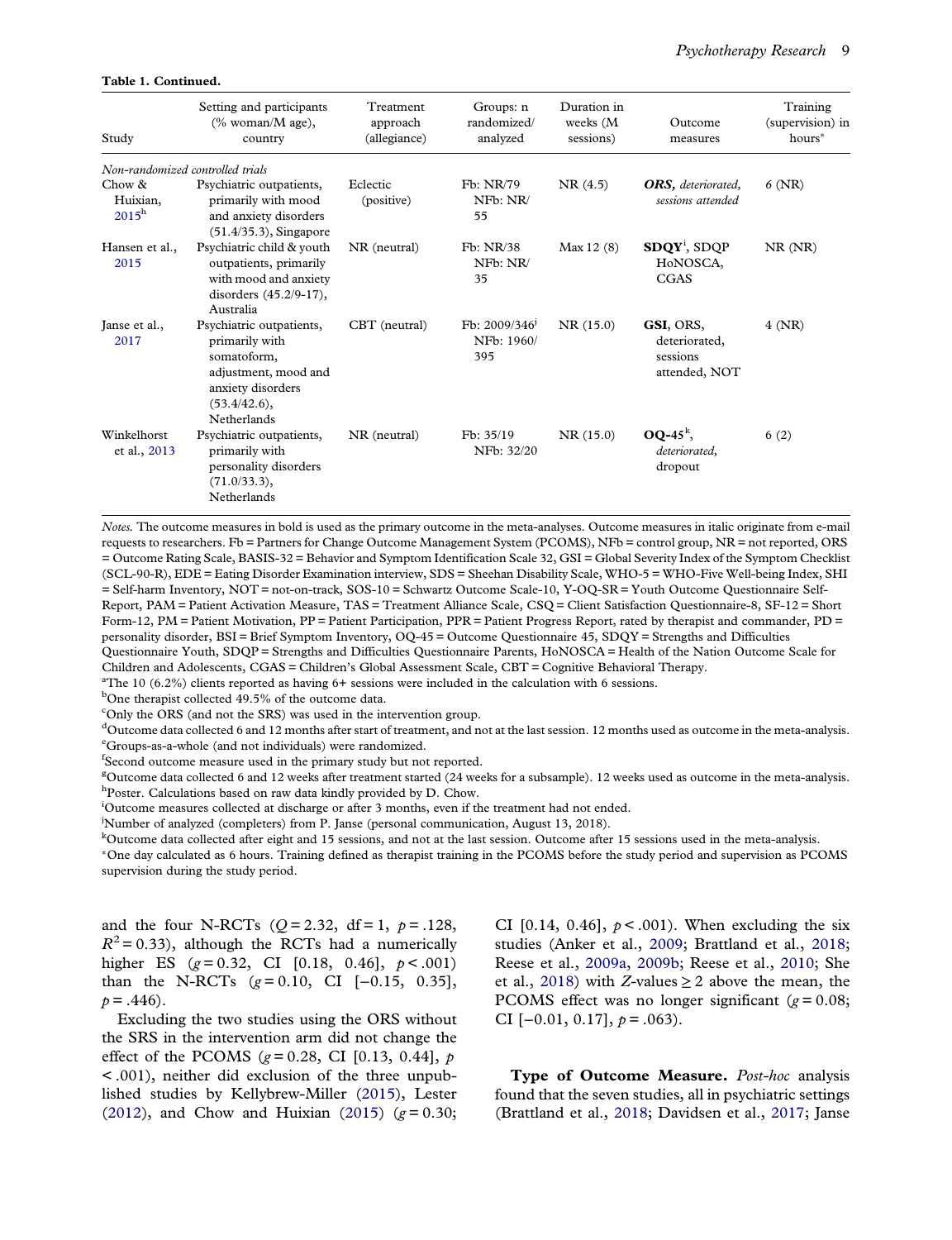**Table 1. Continued.**

| Study | Setting and participants (% woman/M age), country | Treatment approach (allegiance) | Groups: n randomized/ analyzed | Duration in weeks (M sessions) | Outcome measures | Training (supervision) in hours* |
|---|---|---|---|---|---|---|
| *Non-randomized controlled trials* | | | | | | |
| Chow & Huixian, 2015[h] | Psychiatric outpatients, primarily with mood and anxiety disorders (51.4/35.3), Singapore | Eclectic (positive) | Fb: NR/79 NFb: NR/ 55 | NR (4.5) | ***ORS***, *deteriorated, sessions attended* | 6 (NR) |
| Hansen et al., 2015 | Psychiatric child & youth outpatients, primarily with mood and anxiety disorders (45.2/9-17), Australia | NR (neutral) | Fb: NR/38 NFb: NR/ 35 | Max 12 (8) | **SDQY**[i], SDQP HoNOSCA, CGAS | NR (NR) |
| Janse et al., 2017 | Psychiatric outpatients, primarily with somatoform, adjustment, mood and anxiety disorders (53.4/42.6), Netherlands | CBT (neutral) | Fb: 2009/346[j] NFb: 1960/ 395 | NR (15.0) | **GSI**, ORS, deteriorated, sessions attended, NOT | 4 (NR) |
| Winkelhorst et al., 2013 | Psychiatric outpatients, primarily with personality disorders (71.0/33.3), Netherlands | NR (neutral) | Fb: 35/19 NFb: 32/20 | NR (15.0) | **OQ-45**[k], *deteriorated*, dropout | 6 (2) |

*Notes.* The outcome measures in bold is used as the primary outcome in the meta-analyses. Outcome measures in italic originate from e-mail requests to researchers. Fb = Partners for Change Outcome Management System (PCOMS), NFb = control group, NR = not reported, ORS = Outcome Rating Scale, BASIS-32 = Behavior and Symptom Identification Scale 32, GSI = Global Severity Index of the Symptom Checklist (SCL-90-R), EDE = Eating Disorder Examination interview, SDS = Sheehan Disability Scale, WHO-5 = WHO-Five Well-being Index, SHI = Self-harm Inventory, NOT = not-on-track, SOS-10 = Schwartz Outcome Scale-10, Y-OQ-SR = Youth Outcome Questionnaire Self-Report, PAM = Patient Activation Measure, TAS = Treatment Alliance Scale, CSQ = Client Satisfaction Questionnaire-8, SF-12 = Short Form-12, PM = Patient Motivation, PP = Patient Participation, PPR = Patient Progress Report, rated by therapist and commander, PD = personality disorder, BSI = Brief Symptom Inventory, OQ-45 = Outcome Questionnaire 45, SDQY = Strengths and Difficulties Questionnaire Youth, SDQP = Strengths and Difficulties Questionnaire Parents, HoNOSCA = Health of the Nation Outcome Scale for Children and Adolescents, CGAS = Children's Global Assessment Scale, CBT = Cognitive Behavioral Therapy.

[a]The 10 (6.2%) clients reported as having 6+ sessions were included in the calculation with 6 sessions.

[b]One therapist collected 49.5% of the outcome data.

[c]Only the ORS (and not the SRS) was used in the intervention group.

[d]Outcome data collected 6 and 12 months after start of treatment, and not at the last session. 12 months used as outcome in the meta-analysis.

[e]Groups-as-a-whole (and not individuals) were randomized.

[f]Second outcome measure used in the primary study but not reported.

[g]Outcome data collected 6 and 12 weeks after treatment started (24 weeks for a subsample). 12 weeks used as outcome in the meta-analysis.

[h]Poster. Calculations based on raw data kindly provided by D. Chow.

[i]Outcome measures collected at discharge or after 3 months, even if the treatment had not ended.

[j]Number of analyzed (completers) from P. Janse (personal communication, August 13, 2018).

[k]Outcome data collected after eight and 15 sessions, and not at the last session. Outcome after 15 sessions used in the meta-analysis.

*One day calculated as 6 hours. Training defined as therapist training in the PCOMS before the study period and supervision as PCOMS supervision during the study period.

and the four N-RCTs ($Q = 2.32$, df = 1, $p = .128$, $R^2 = 0.33$), although the RCTs had a numerically higher ES ($g = 0.32$, CI [0.18, 0.46], $p < .001$) than the N-RCTs ($g = 0.10$, CI [−0.15, 0.35], $p = .446$).

Excluding the two studies using the ORS without the SRS in the intervention arm did not change the effect of the PCOMS ($g = 0.28$, CI [0.13, 0.44], $p < .001$), neither did exclusion of the three unpublished studies by Kellybrew-Miller (2015), Lester (2012), and Chow and Huixian (2015) ($g = 0.30$; CI [0.14, 0.46], $p < .001$). When excluding the six studies (Anker et al., 2009; Brattland et al., 2018; Reese et al., 2009a, 2009b; Reese et al., 2010; She et al., 2018) with Z-values ≥ 2 above the mean, the PCOMS effect was no longer significant ($g = 0.08$; CI [−0.01, 0.17], $p = .063$).

**Type of Outcome Measure.** *Post-hoc* analysis found that the seven studies, all in psychiatric settings (Brattland et al., 2018; Davidsen et al., 2017; Janse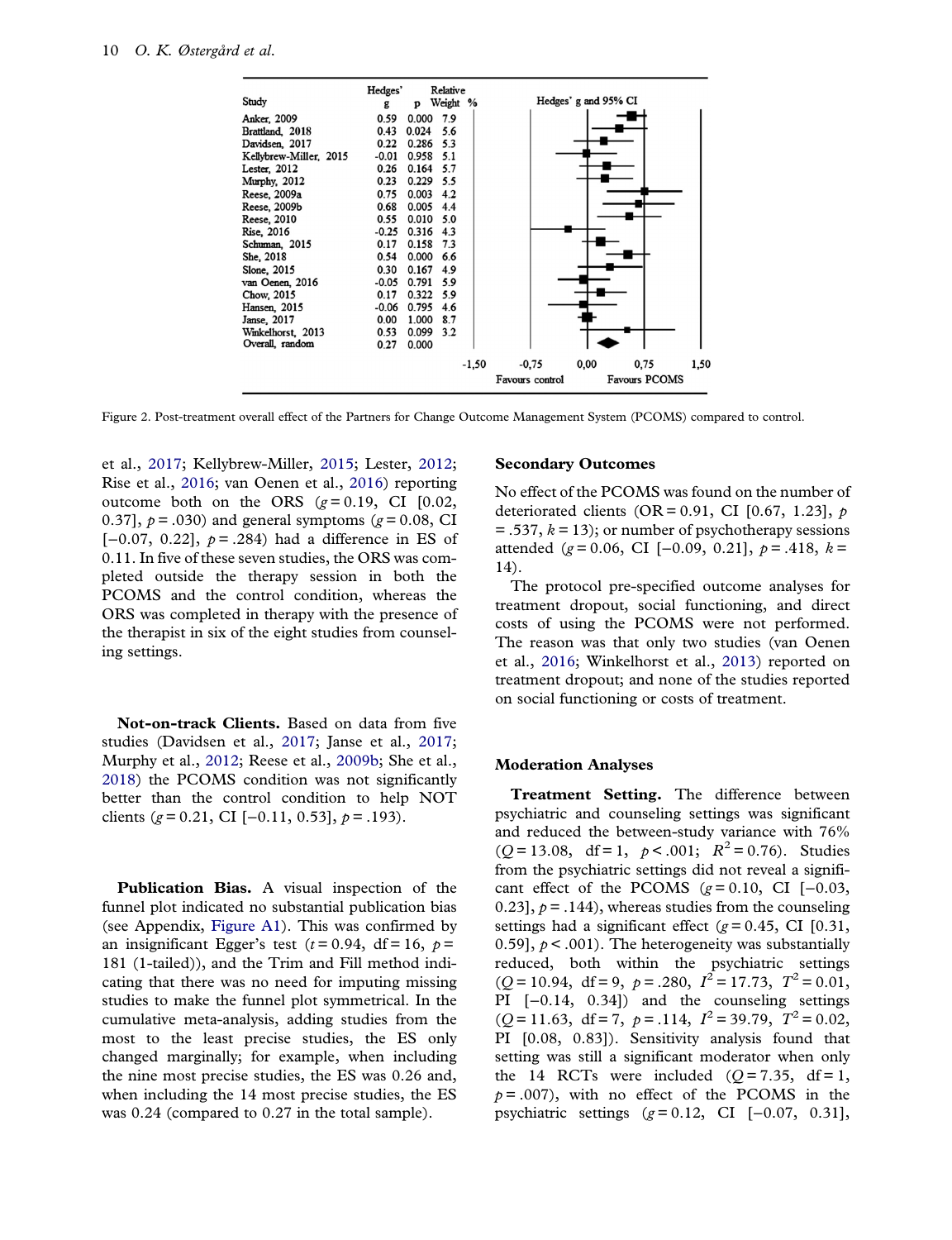| Study | Hedges' g | p | Relative Weight % |
|---|---|---|---|
| Anker, 2009 | 0.59 | 0.000 | 7.9 |
| Brattland, 2018 | 0.43 | 0.024 | 5.6 |
| Davidsen, 2017 | 0.22 | 0.286 | 5.3 |
| Kellybrew-Miller, 2015 | -0.01 | 0.958 | 5.1 |
| Lester, 2012 | 0.26 | 0.164 | 5.7 |
| Murphy, 2012 | 0.23 | 0.229 | 5.5 |
| Reese, 2009a | 0.75 | 0.003 | 4.2 |
| Reese, 2009b | 0.68 | 0.005 | 4.4 |
| Reese, 2010 | 0.55 | 0.010 | 5.0 |
| Rise, 2016 | -0.25 | 0.316 | 4.3 |
| Schuman, 2015 | 0.17 | 0.158 | 7.3 |
| She, 2018 | 0.54 | 0.000 | 6.6 |
| Slone, 2015 | 0.30 | 0.167 | 4.9 |
| van Oenen, 2016 | -0.05 | 0.791 | 5.9 |
| Chow, 2015 | 0.17 | 0.322 | 5.9 |
| Hansen, 2015 | -0.06 | 0.795 | 4.6 |
| Janse, 2017 | 0.00 | 1.000 | 8.7 |
| Winkelhorst, 2013 | 0.53 | 0.099 | 3.2 |
| Overall, random | 0.27 | 0.000 | |

Hedges' g and 95% CI: -1,50 to 1,50; Favours control / Favours PCOMS

Figure 2. Post-treatment overall effect of the Partners for Change Outcome Management System (PCOMS) compared to control.

et al., 2017; Kellybrew-Miller, 2015; Lester, 2012; Rise et al., 2016; van Oenen et al., 2016) reporting outcome both on the ORS ($g = 0.19$, CI [0.02, 0.37], $p = .030$) and general symptoms ($g = 0.08$, CI [−0.07, 0.22], $p = .284$) had a difference in ES of 0.11. In five of these seven studies, the ORS was completed outside the therapy session in both the PCOMS and the control condition, whereas the ORS was completed in therapy with the presence of the therapist in six of the eight studies from counseling settings.

**Not-on-track Clients.** Based on data from five studies (Davidsen et al., 2017; Janse et al., 2017; Murphy et al., 2012; Reese et al., 2009b; She et al., 2018) the PCOMS condition was not significantly better than the control condition to help NOT clients ($g = 0.21$, CI [−0.11, 0.53], $p = .193$).

**Publication Bias.** A visual inspection of the funnel plot indicated no substantial publication bias (see Appendix, Figure A1). This was confirmed by an insignificant Egger's test ($t = 0.94$, df = 16, $p =$ 181 (1-tailed)), and the Trim and Fill method indicating that there was no need for imputing missing studies to make the funnel plot symmetrical. In the cumulative meta-analysis, adding studies from the most to the least precise studies, the ES only changed marginally; for example, when including the nine most precise studies, the ES was 0.26 and, when including the 14 most precise studies, the ES was 0.24 (compared to 0.27 in the total sample).

### Secondary Outcomes

No effect of the PCOMS was found on the number of deteriorated clients (OR = 0.91, CI [0.67, 1.23], $p = .537$, $k = 13$); or number of psychotherapy sessions attended ($g = 0.06$, CI [−0.09, 0.21], $p = .418$, $k = 14$).

The protocol pre-specified outcome analyses for treatment dropout, social functioning, and direct costs of using the PCOMS were not performed. The reason was that only two studies (van Oenen et al., 2016; Winkelhorst et al., 2013) reported on treatment dropout; and none of the studies reported on social functioning or costs of treatment.

### Moderation Analyses

**Treatment Setting.** The difference between psychiatric and counseling settings was significant and reduced the between-study variance with 76% ($Q = 13.08$, df = 1, $p < .001$; $R^2 = 0.76$). Studies from the psychiatric settings did not reveal a significant effect of the PCOMS ($g = 0.10$, CI [−0.03, 0.23], $p = .144$), whereas studies from the counseling settings had a significant effect ($g = 0.45$, CI [0.31, 0.59], $p < .001$). The heterogeneity was substantially reduced, both within the psychiatric settings ($Q = 10.94$, df = 9, $p = .280$, $I^2 = 17.73$, $T^2 = 0.01$, PI [−0.14, 0.34]) and the counseling settings ($Q = 11.63$, df = 7, $p = .114$, $I^2 = 39.79$, $T^2 = 0.02$, PI [0.08, 0.83]). Sensitivity analysis found that setting was still a significant moderator when only the 14 RCTs were included ($Q = 7.35$, df = 1, $p = .007$), with no effect of the PCOMS in the psychiatric settings ($g = 0.12$, CI [−0.07, 0.31],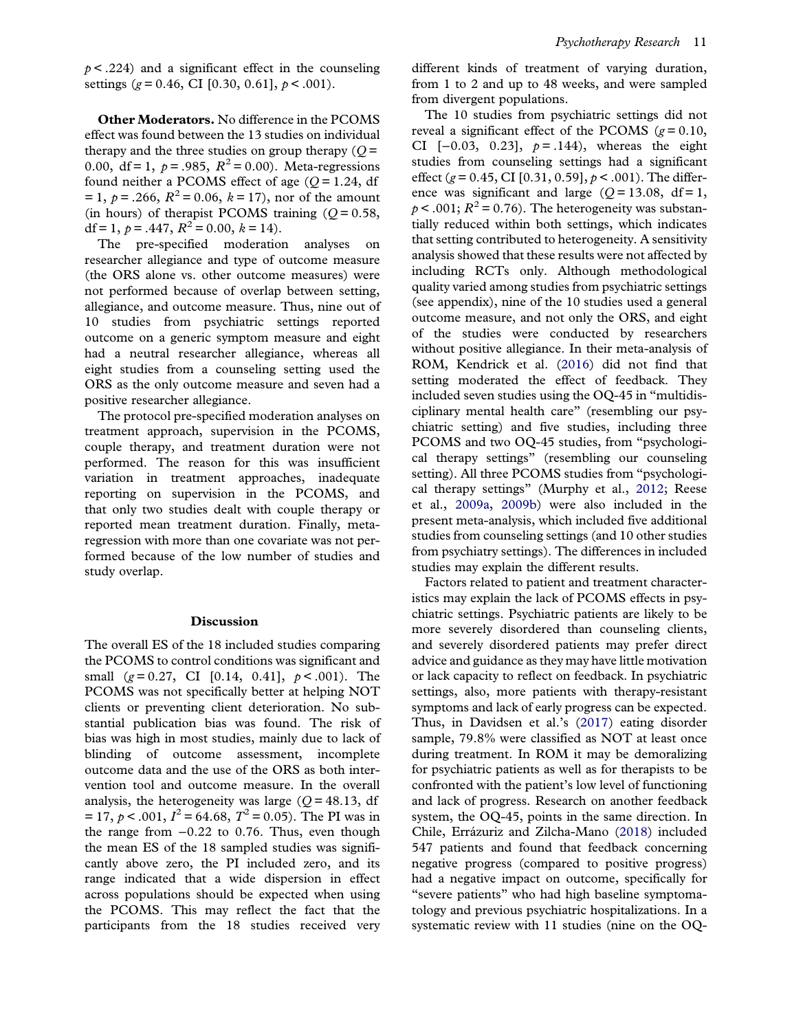$p < .224$) and a significant effect in the counseling settings ($g = 0.46$, CI [0.30, 0.61], $p < .001$).

**Other Moderators.** No difference in the PCOMS effect was found between the 13 studies on individual therapy and the three studies on group therapy ($Q = 0.00$, df = 1, $p = .985$, $R^2 = 0.00$). Meta-regressions found neither a PCOMS effect of age ($Q = 1.24$, df = 1, $p = .266$, $R^2 = 0.06$, $k = 17$), nor of the amount (in hours) of therapist PCOMS training ($Q = 0.58$, df = 1, $p = .447$, $R^2 = 0.00$, $k = 14$).

The pre-specified moderation analyses on researcher allegiance and type of outcome measure (the ORS alone vs. other outcome measures) were not performed because of overlap between setting, allegiance, and outcome measure. Thus, nine out of 10 studies from psychiatric settings reported outcome on a generic symptom measure and eight had a neutral researcher allegiance, whereas all eight studies from a counseling setting used the ORS as the only outcome measure and seven had a positive researcher allegiance.

The protocol pre-specified moderation analyses on treatment approach, supervision in the PCOMS, couple therapy, and treatment duration were not performed. The reason for this was insufficient variation in treatment approaches, inadequate reporting on supervision in the PCOMS, and that only two studies dealt with couple therapy or reported mean treatment duration. Finally, meta-regression with more than one covariate was not performed because of the low number of studies and study overlap.

## Discussion

The overall ES of the 18 included studies comparing the PCOMS to control conditions was significant and small ($g = 0.27$, CI [0.14, 0.41], $p < .001$). The PCOMS was not specifically better at helping NOT clients or preventing client deterioration. No substantial publication bias was found. The risk of bias was high in most studies, mainly due to lack of blinding of outcome assessment, incomplete outcome data and the use of the ORS as both intervention tool and outcome measure. In the overall analysis, the heterogeneity was large ($Q = 48.13$, df = 17, $p < .001$, $I^2 = 64.68$, $T^2 = 0.05$). The PI was in the range from −0.22 to 0.76. Thus, even though the mean ES of the 18 sampled studies was significantly above zero, the PI included zero, and its range indicated that a wide dispersion in effect across populations should be expected when using the PCOMS. This may reflect the fact that the participants from the 18 studies received very different kinds of treatment of varying duration, from 1 to 2 and up to 48 weeks, and were sampled from divergent populations.

The 10 studies from psychiatric settings did not reveal a significant effect of the PCOMS ($g = 0.10$, CI [−0.03, 0.23], $p = .144$), whereas the eight studies from counseling settings had a significant effect ($g = 0.45$, CI [0.31, 0.59], $p < .001$). The difference was significant and large ($Q = 13.08$, df = 1, $p < .001$; $R^2 = 0.76$). The heterogeneity was substantially reduced within both settings, which indicates that setting contributed to heterogeneity. A sensitivity analysis showed that these results were not affected by including RCTs only. Although methodological quality varied among studies from psychiatric settings (see appendix), nine of the 10 studies used a general outcome measure, and not only the ORS, and eight of the studies were conducted by researchers without positive allegiance. In their meta-analysis of ROM, Kendrick et al. (2016) did not find that setting moderated the effect of feedback. They included seven studies using the OQ-45 in "multidisciplinary mental health care" (resembling our psychiatric setting) and five studies, including three PCOMS and two OQ-45 studies, from "psychological therapy settings" (resembling our counseling setting). All three PCOMS studies from "psychological therapy settings" (Murphy et al., 2012; Reese et al., 2009a, 2009b) were also included in the present meta-analysis, which included five additional studies from counseling settings (and 10 other studies from psychiatry settings). The differences in included studies may explain the different results.

Factors related to patient and treatment characteristics may explain the lack of PCOMS effects in psychiatric settings. Psychiatric patients are likely to be more severely disordered than counseling clients, and severely disordered patients may prefer direct advice and guidance as they may have little motivation or lack capacity to reflect on feedback. In psychiatric settings, also, more patients with therapy-resistant symptoms and lack of early progress can be expected. Thus, in Davidsen et al.'s (2017) eating disorder sample, 79.8% were classified as NOT at least once during treatment. In ROM it may be demoralizing for psychiatric patients as well as for therapists to be confronted with the patient's low level of functioning and lack of progress. Research on another feedback system, the OQ-45, points in the same direction. In Chile, Errázuriz and Zilcha-Mano (2018) included 547 patients and found that feedback concerning negative progress (compared to positive progress) had a negative impact on outcome, specifically for "severe patients" who had high baseline symptomatology and previous psychiatric hospitalizations. In a systematic review with 11 studies (nine on the OQ-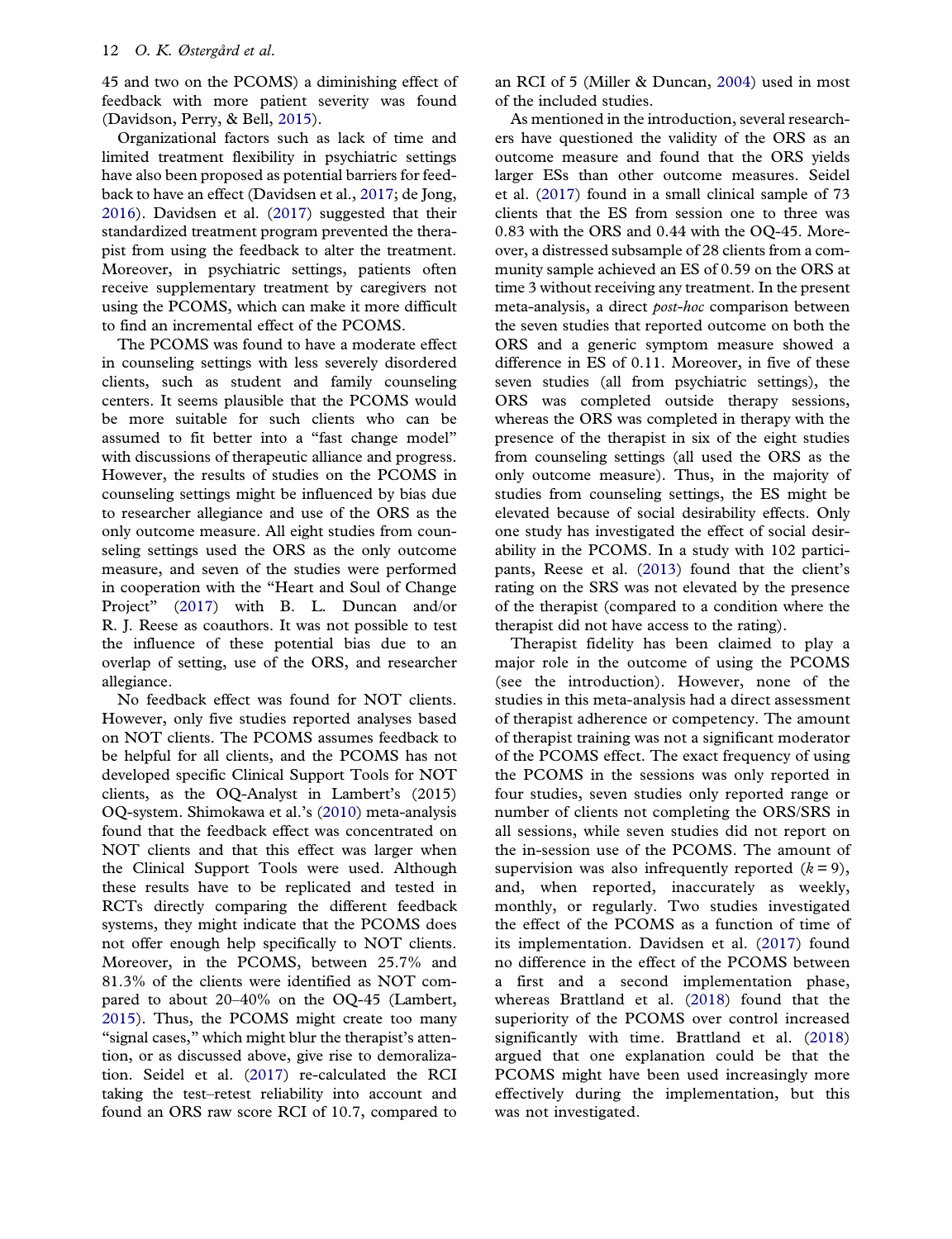45 and two on the PCOMS) a diminishing effect of feedback with more patient severity was found (Davidson, Perry, & Bell, 2015).

Organizational factors such as lack of time and limited treatment flexibility in psychiatric settings have also been proposed as potential barriers for feedback to have an effect (Davidsen et al., 2017; de Jong, 2016). Davidsen et al. (2017) suggested that their standardized treatment program prevented the therapist from using the feedback to alter the treatment. Moreover, in psychiatric settings, patients often receive supplementary treatment by caregivers not using the PCOMS, which can make it more difficult to find an incremental effect of the PCOMS.

The PCOMS was found to have a moderate effect in counseling settings with less severely disordered clients, such as student and family counseling centers. It seems plausible that the PCOMS would be more suitable for such clients who can be assumed to fit better into a "fast change model" with discussions of therapeutic alliance and progress. However, the results of studies on the PCOMS in counseling settings might be influenced by bias due to researcher allegiance and use of the ORS as the only outcome measure. All eight studies from counseling settings used the ORS as the only outcome measure, and seven of the studies were performed in cooperation with the "Heart and Soul of Change Project" (2017) with B. L. Duncan and/or R. J. Reese as coauthors. It was not possible to test the influence of these potential bias due to an overlap of setting, use of the ORS, and researcher allegiance.

No feedback effect was found for NOT clients. However, only five studies reported analyses based on NOT clients. The PCOMS assumes feedback to be helpful for all clients, and the PCOMS has not developed specific Clinical Support Tools for NOT clients, as the OQ-Analyst in Lambert's (2015) OQ-system. Shimokawa et al.'s (2010) meta-analysis found that the feedback effect was concentrated on NOT clients and that this effect was larger when the Clinical Support Tools were used. Although these results have to be replicated and tested in RCTs directly comparing the different feedback systems, they might indicate that the PCOMS does not offer enough help specifically to NOT clients. Moreover, in the PCOMS, between 25.7% and 81.3% of the clients were identified as NOT compared to about 20–40% on the OQ-45 (Lambert, 2015). Thus, the PCOMS might create too many "signal cases," which might blur the therapist's attention, or as discussed above, give rise to demoralization. Seidel et al. (2017) re-calculated the RCI taking the test–retest reliability into account and found an ORS raw score RCI of 10.7, compared to an RCI of 5 (Miller & Duncan, 2004) used in most of the included studies.

As mentioned in the introduction, several researchers have questioned the validity of the ORS as an outcome measure and found that the ORS yields larger ESs than other outcome measures. Seidel et al. (2017) found in a small clinical sample of 73 clients that the ES from session one to three was 0.83 with the ORS and 0.44 with the OQ-45. Moreover, a distressed subsample of 28 clients from a community sample achieved an ES of 0.59 on the ORS at time 3 without receiving any treatment. In the present meta-analysis, a direct *post-hoc* comparison between the seven studies that reported outcome on both the ORS and a generic symptom measure showed a difference in ES of 0.11. Moreover, in five of these seven studies (all from psychiatric settings), the ORS was completed outside therapy sessions, whereas the ORS was completed in therapy with the presence of the therapist in six of the eight studies from counseling settings (all used the ORS as the only outcome measure). Thus, in the majority of studies from counseling settings, the ES might be elevated because of social desirability effects. Only one study has investigated the effect of social desirability in the PCOMS. In a study with 102 participants, Reese et al. (2013) found that the client's rating on the SRS was not elevated by the presence of the therapist (compared to a condition where the therapist did not have access to the rating).

Therapist fidelity has been claimed to play a major role in the outcome of using the PCOMS (see the introduction). However, none of the studies in this meta-analysis had a direct assessment of therapist adherence or competency. The amount of therapist training was not a significant moderator of the PCOMS effect. The exact frequency of using the PCOMS in the sessions was only reported in four studies, seven studies only reported range or number of clients not completing the ORS/SRS in all sessions, while seven studies did not report on the in-session use of the PCOMS. The amount of supervision was also infrequently reported ($k = 9$), and, when reported, inaccurately as weekly, monthly, or regularly. Two studies investigated the effect of the PCOMS as a function of time of its implementation. Davidsen et al. (2017) found no difference in the effect of the PCOMS between a first and a second implementation phase, whereas Brattland et al. (2018) found that the superiority of the PCOMS over control increased significantly with time. Brattland et al. (2018) argued that one explanation could be that the PCOMS might have been used increasingly more effectively during the implementation, but this was not investigated.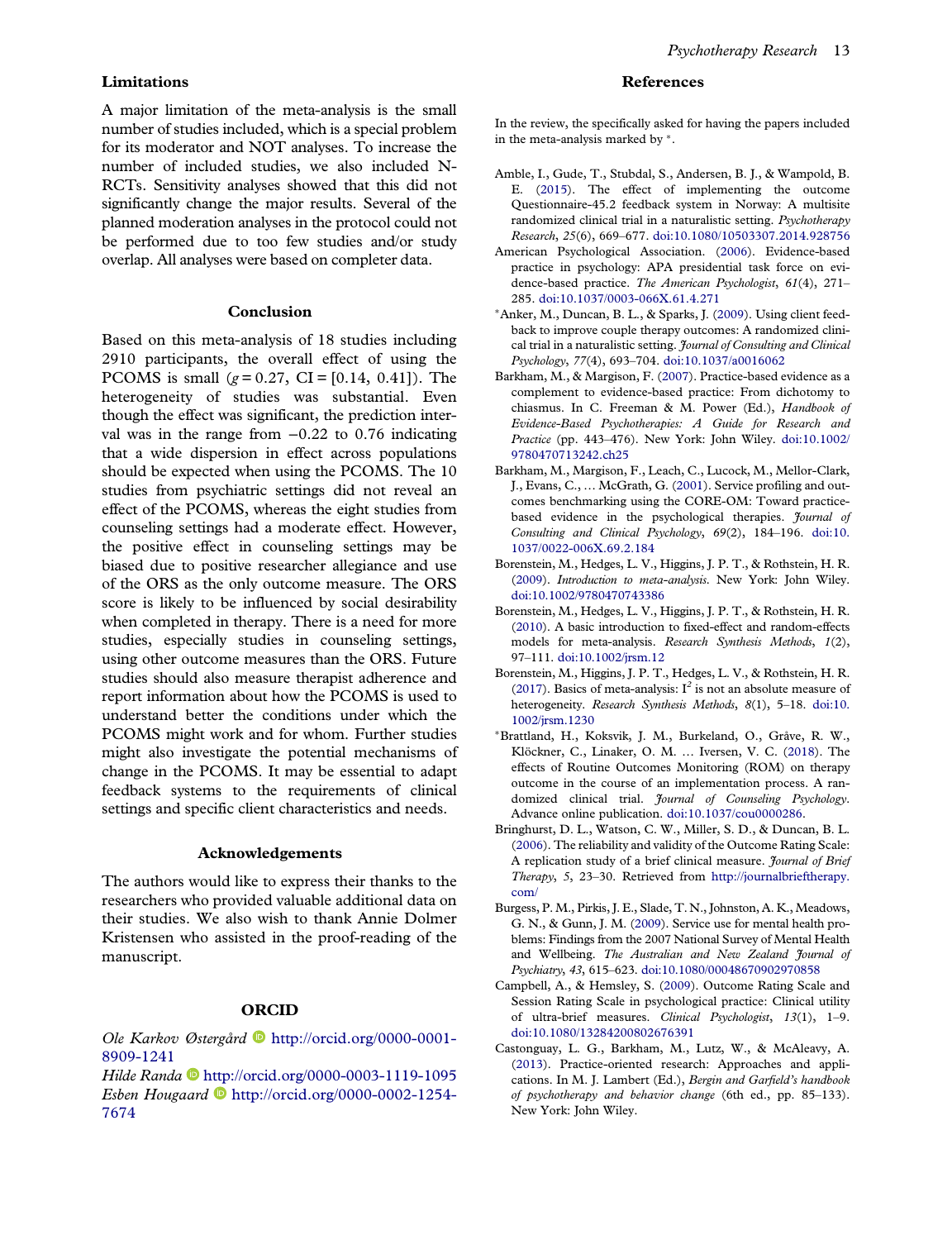## Limitations

A major limitation of the meta-analysis is the small number of studies included, which is a special problem for its moderator and NOT analyses. To increase the number of included studies, we also included N-RCTs. Sensitivity analyses showed that this did not significantly change the major results. Several of the planned moderation analyses in the protocol could not be performed due to too few studies and/or study overlap. All analyses were based on completer data.

## Conclusion

Based on this meta-analysis of 18 studies including 2910 participants, the overall effect of using the PCOMS is small ($g = 0.27$, CI = [0.14, 0.41]). The heterogeneity of studies was substantial. Even though the effect was significant, the prediction interval was in the range from −0.22 to 0.76 indicating that a wide dispersion in effect across populations should be expected when using the PCOMS. The 10 studies from psychiatric settings did not reveal an effect of the PCOMS, whereas the eight studies from counseling settings had a moderate effect. However, the positive effect in counseling settings may be biased due to positive researcher allegiance and use of the ORS as the only outcome measure. The ORS score is likely to be influenced by social desirability when completed in therapy. There is a need for more studies, especially studies in counseling settings, using other outcome measures than the ORS. Future studies should also measure therapist adherence and report information about how the PCOMS is used to understand better the conditions under which the PCOMS might work and for whom. Further studies might also investigate the potential mechanisms of change in the PCOMS. It may be essential to adapt feedback systems to the requirements of clinical settings and specific client characteristics and needs.

## Acknowledgements

The authors would like to express their thanks to the researchers who provided valuable additional data on their studies. We also wish to thank Annie Dolmer Kristensen who assisted in the proof-reading of the manuscript.

## ORCID

*Ole Karkov Østergård* http://orcid.org/0000-0001-8909-1241
*Hilde Randa* http://orcid.org/0000-0003-1119-1095
*Esben Hougaard* http://orcid.org/0000-0002-1254-7674

## References

In the review, the specifically asked for having the papers included in the meta-analysis marked by *.

Amble, I., Gude, T., Stubdal, S., Andersen, B. J., & Wampold, B. E. (2015). The effect of implementing the outcome Questionnaire-45.2 feedback system in Norway: A multisite randomized clinical trial in a naturalistic setting. *Psychotherapy Research*, *25*(6), 669–677. doi:10.1080/10503307.2014.928756

American Psychological Association. (2006). Evidence-based practice in psychology: APA presidential task force on evidence-based practice. *The American Psychologist*, *61*(4), 271–285. doi:10.1037/0003-066X.61.4.271

*Anker, M., Duncan, B. L., & Sparks, J. (2009). Using client feedback to improve couple therapy outcomes: A randomized clinical trial in a naturalistic setting. *Journal of Consulting and Clinical Psychology*, *77*(4), 693–704. doi:10.1037/a0016062

Barkham, M., & Margison, F. (2007). Practice-based evidence as a complement to evidence-based practice: From dichotomy to chiasmus. In C. Freeman & M. Power (Ed.), *Handbook of Evidence-Based Psychotherapies: A Guide for Research and Practice* (pp. 443–476). New York: John Wiley. doi:10.1002/9780470713242.ch25

Barkham, M., Margison, F., Leach, C., Lucock, M., Mellor-Clark, J., Evans, C., … McGrath, G. (2001). Service profiling and outcomes benchmarking using the CORE-OM: Toward practice-based evidence in the psychological therapies. *Journal of Consulting and Clinical Psychology*, *69*(2), 184–196. doi:10.1037/0022-006X.69.2.184

Borenstein, M., Hedges, L. V., Higgins, J. P. T., & Rothstein, H. R. (2009). *Introduction to meta-analysis*. New York: John Wiley. doi:10.1002/9780470743386

Borenstein, M., Hedges, L. V., Higgins, J. P. T., & Rothstein, H. R. (2010). A basic introduction to fixed-effect and random-effects models for meta-analysis. *Research Synthesis Methods*, *1*(2), 97–111. doi:10.1002/jrsm.12

Borenstein, M., Higgins, J. P. T., Hedges, L. V., & Rothstein, H. R. (2017). Basics of meta-analysis: $I^2$ is not an absolute measure of heterogeneity. *Research Synthesis Methods*, *8*(1), 5–18. doi:10.1002/jrsm.1230

*Brattland, H., Koksvik, J. M., Burkeland, O., Gråve, R. W., Klöckner, C., Linaker, O. M. … Iversen, V. C. (2018). The effects of Routine Outcomes Monitoring (ROM) on therapy outcome in the course of an implementation process. A randomized clinical trial. *Journal of Counseling Psychology*. Advance online publication. doi:10.1037/cou0000286.

Bringhurst, D. L., Watson, C. W., Miller, S. D., & Duncan, B. L. (2006). The reliability and validity of the Outcome Rating Scale: A replication study of a brief clinical measure. *Journal of Brief Therapy*, *5*, 23–30. Retrieved from http://journalbrieftherapy.com/

Burgess, P. M., Pirkis, J. E., Slade, T. N., Johnston, A. K., Meadows, G. N., & Gunn, J. M. (2009). Service use for mental health problems: Findings from the 2007 National Survey of Mental Health and Wellbeing. *The Australian and New Zealand Journal of Psychiatry*, *43*, 615–623. doi:10.1080/00048670902970858

Campbell, A., & Hemsley, S. (2009). Outcome Rating Scale and Session Rating Scale in psychological practice: Clinical utility of ultra-brief measures. *Clinical Psychologist*, *13*(1), 1–9. doi:10.1080/13284200802676391

Castonguay, L. G., Barkham, M., Lutz, W., & McAleavy, A. (2013). Practice-oriented research: Approaches and applications. In M. J. Lambert (Ed.), *Bergin and Garfield's handbook of psychotherapy and behavior change* (6th ed., pp. 85–133). New York: John Wiley.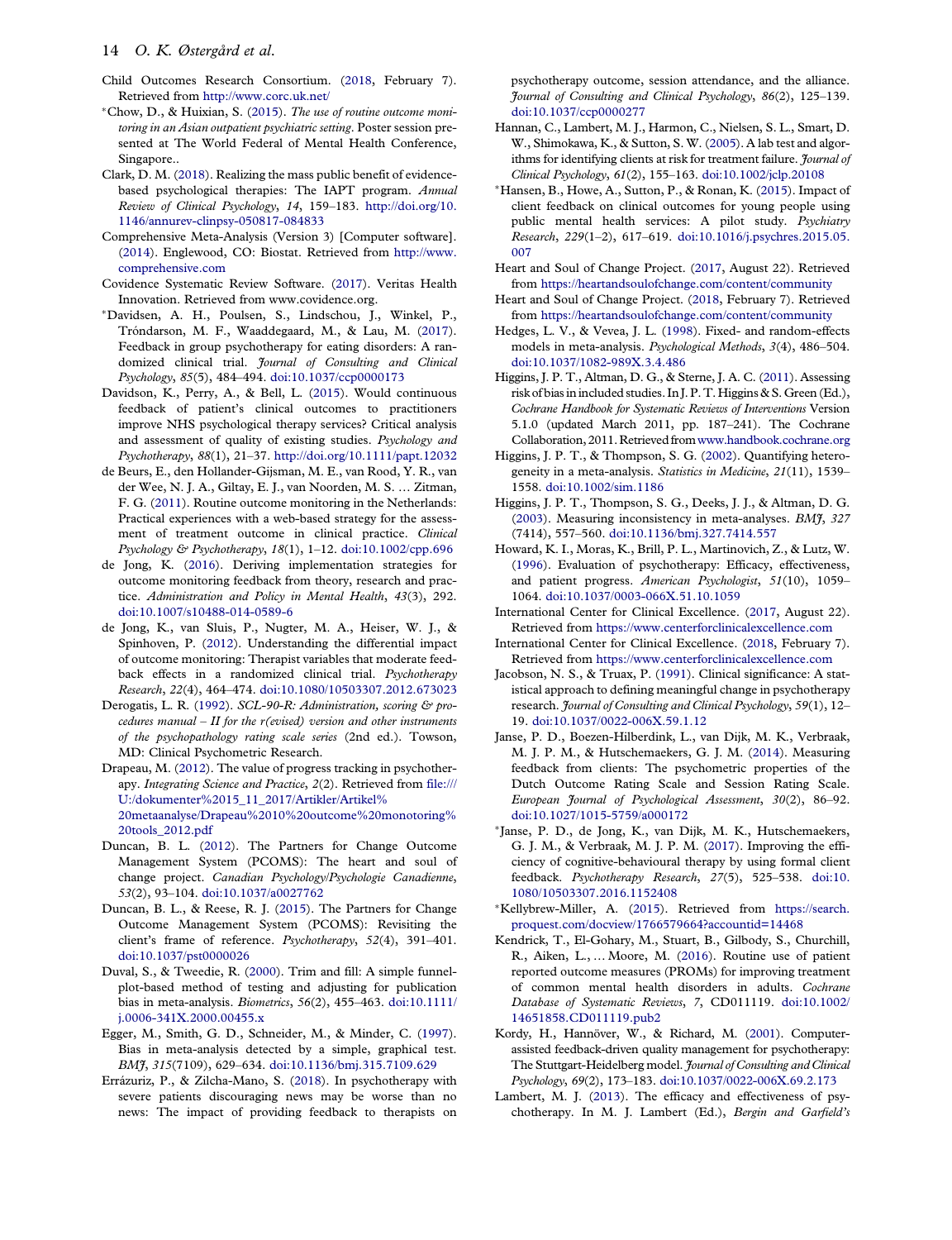Child Outcomes Research Consortium. (2018, February 7). Retrieved from http://www.corc.uk.net/

*Chow, D., & Huixian, S. (2015). *The use of routine outcome monitoring in an Asian outpatient psychiatric setting*. Poster session presented at The World Federal of Mental Health Conference, Singapore..

Clark, D. M. (2018). Realizing the mass public benefit of evidence-based psychological therapies: The IAPT program. *Annual Review of Clinical Psychology*, *14*, 159–183. http://doi.org/10.1146/annurev-clinpsy-050817-084833

Comprehensive Meta-Analysis (Version 3) [Computer software]. (2014). Englewood, CO: Biostat. Retrieved from http://www.comprehensive.com

Covidence Systematic Review Software. (2017). Veritas Health Innovation. Retrieved from www.covidence.org.

*Davidsen, A. H., Poulsen, S., Lindschou, J., Winkel, P., Tróndarson, M. F., Waaddegaard, M., & Lau, M. (2017). Feedback in group psychotherapy for eating disorders: A randomized clinical trial. *Journal of Consulting and Clinical Psychology*, *85*(5), 484–494. doi:10.1037/ccp0000173

Davidson, K., Perry, A., & Bell, L. (2015). Would continuous feedback of patient's clinical outcomes to practitioners improve NHS psychological therapy services? Critical analysis and assessment of quality of existing studies. *Psychology and Psychotherapy*, *88*(1), 21–37. http://doi.org/10.1111/papt.12032

de Beurs, E., den Hollander-Gijsman, M. E., van Rood, Y. R., van der Wee, N. J. A., Giltay, E. J., van Noorden, M. S. … Zitman, F. G. (2011). Routine outcome monitoring in the Netherlands: Practical experiences with a web-based strategy for the assessment of treatment outcome in clinical practice. *Clinical Psychology & Psychotherapy*, *18*(1), 1–12. doi:10.1002/cpp.696

de Jong, K. (2016). Deriving implementation strategies for outcome monitoring feedback from theory, research and practice. *Administration and Policy in Mental Health*, *43*(3), 292. doi:10.1007/s10488-014-0589-6

de Jong, K., van Sluis, P., Nugter, M. A., Heiser, W. J., & Spinhoven, P. (2012). Understanding the differential impact of outcome monitoring: Therapist variables that moderate feedback effects in a randomized clinical trial. *Psychotherapy Research*, *22*(4), 464–474. doi:10.1080/10503307.2012.673023

Derogatis, L. R. (1992). *SCL-90-R: Administration, scoring & procedures manual – II for the r(evised) version and other instruments of the psychopathology rating scale series* (2nd ed.). Towson, MD: Clinical Psychometric Research.

Drapeau, M. (2012). The value of progress tracking in psychotherapy. *Integrating Science and Practice*, *2*(2). Retrieved from file:///U:/dokumenter%2015_11_2017/Artikler/Artikel%20metaanalyse/Drapeau%2010%20outcome%20monotoring%20tools_2012.pdf

Duncan, B. L. (2012). The Partners for Change Outcome Management System (PCOMS): The heart and soul of change project. *Canadian Psychology/Psychologie Canadienne*, *53*(2), 93–104. doi:10.1037/a0027762

Duncan, B. L., & Reese, R. J. (2015). The Partners for Change Outcome Management System (PCOMS): Revisiting the client's frame of reference. *Psychotherapy*, *52*(4), 391–401. doi:10.1037/pst0000026

Duval, S., & Tweedie, R. (2000). Trim and fill: A simple funnel-plot-based method of testing and adjusting for publication bias in meta-analysis. *Biometrics*, *56*(2), 455–463. doi:10.1111/j.0006-341X.2000.00455.x

Egger, M., Smith, G. D., Schneider, M., & Minder, C. (1997). Bias in meta-analysis detected by a simple, graphical test. *BMJ*, *315*(7109), 629–634. doi:10.1136/bmj.315.7109.629

Errázuriz, P., & Zilcha-Mano, S. (2018). In psychotherapy with severe patients discouraging news may be worse than no news: The impact of providing feedback to therapists on psychotherapy outcome, session attendance, and the alliance. *Journal of Consulting and Clinical Psychology*, *86*(2), 125–139. doi:10.1037/ccp0000277

Hannan, C., Lambert, M. J., Harmon, C., Nielsen, S. L., Smart, D. W., Shimokawa, K., & Sutton, S. W. (2005). A lab test and algorithms for identifying clients at risk for treatment failure. *Journal of Clinical Psychology*, *61*(2), 155–163. doi:10.1002/jclp.20108

*Hansen, B., Howe, A., Sutton, P., & Ronan, K. (2015). Impact of client feedback on clinical outcomes for young people using public mental health services: A pilot study. *Psychiatry Research*, *229*(1–2), 617–619. doi:10.1016/j.psychres.2015.05.007

Heart and Soul of Change Project. (2017, August 22). Retrieved from https://heartandsoulofchange.com/content/community

Heart and Soul of Change Project. (2018, February 7). Retrieved from https://heartandsoulofchange.com/content/community

Hedges, L. V., & Vevea, J. L. (1998). Fixed- and random-effects models in meta-analysis. *Psychological Methods*, *3*(4), 486–504. doi:10.1037/1082-989X.3.4.486

Higgins, J. P. T., Altman, D. G., & Sterne, J. A. C. (2011). Assessing risk of bias in included studies. In J. P. T. Higgins & S. Green (Ed.), *Cochrane Handbook for Systematic Reviews of Interventions* Version 5.1.0 (updated March 2011, pp. 187–241). The Cochrane Collaboration, 2011. Retrieved from www.handbook.cochrane.org

Higgins, J. P. T., & Thompson, S. G. (2002). Quantifying heterogeneity in a meta-analysis. *Statistics in Medicine*, *21*(11), 1539–1558. doi:10.1002/sim.1186

Higgins, J. P. T., Thompson, S. G., Deeks, J. J., & Altman, D. G. (2003). Measuring inconsistency in meta-analyses. *BMJ*, *327* (7414), 557–560. doi:10.1136/bmj.327.7414.557

Howard, K. I., Moras, K., Brill, P. L., Martinovich, Z., & Lutz, W. (1996). Evaluation of psychotherapy: Efficacy, effectiveness, and patient progress. *American Psychologist*, *51*(10), 1059–1064. doi:10.1037/0003-066X.51.10.1059

International Center for Clinical Excellence. (2017, August 22). Retrieved from https://www.centerforclinicalexcellence.com

International Center for Clinical Excellence. (2018, February 7). Retrieved from https://www.centerforclinicalexcellence.com

Jacobson, N. S., & Truax, P. (1991). Clinical significance: A statistical approach to defining meaningful change in psychotherapy research. *Journal of Consulting and Clinical Psychology*, *59*(1), 12–19. doi:10.1037/0022-006X.59.1.12

Janse, P. D., Boezen-Hilberdink, L., van Dijk, M. K., Verbraak, M. J. P. M., & Hutschemaekers, G. J. M. (2014). Measuring feedback from clients: The psychometric properties of the Dutch Outcome Rating Scale and Session Rating Scale. *European Journal of Psychological Assessment*, *30*(2), 86–92. doi:10.1027/1015-5759/a000172

*Janse, P. D., de Jong, K., van Dijk, M. K., Hutschemaekers, G. J. M., & Verbraak, M. J. P. M. (2017). Improving the efficiency of cognitive-behavioural therapy by using formal client feedback. *Psychotherapy Research*, *27*(5), 525–538. doi:10.1080/10503307.2016.1152408

*Kellybrew-Miller, A. (2015). Retrieved from https://search.proquest.com/docview/1766579664?accountid=14468

Kendrick, T., El-Gohary, M., Stuart, B., Gilbody, S., Churchill, R., Aiken, L., … Moore, M. (2016). Routine use of patient reported outcome measures (PROMs) for improving treatment of common mental health disorders in adults. *Cochrane Database of Systematic Reviews*, *7*, CD011119. doi:10.1002/14651858.CD011119.pub2

Kordy, H., Hannöver, W., & Richard, M. (2001). Computer-assisted feedback-driven quality management for psychotherapy: The Stuttgart-Heidelberg model. *Journal of Consulting and Clinical Psychology*, *69*(2), 173–183. doi:10.1037/0022-006X.69.2.173

Lambert, M. J. (2013). The efficacy and effectiveness of psychotherapy. In M. J. Lambert (Ed.), *Bergin and Garfield's*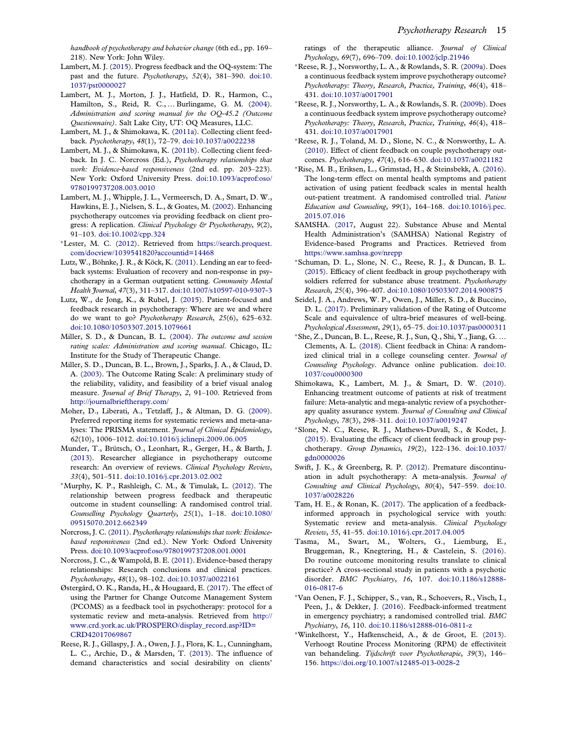*handbook of psychotherapy and behavior change* (6th ed., pp. 169–218). New York: John Wiley.

Lambert, M. J. (2015). Progress feedback and the OQ-system: The past and the future. *Psychotherapy*, *52*(4), 381–390. doi:10.1037/pst0000027

Lambert, M. J., Morton, J. J., Hatfield, D. R., Harmon, C., Hamilton, S., Reid, R. C., … Burlingame, G. M. (2004). *Administration and scoring manual for the OQ-45.2 (Outcome Questionnaire)*. Salt Lake City, UT: OQ Measures, LLC.

Lambert, M. J., & Shimokawa, K. (2011a). Collecting client feedback. *Psychotherapy*, *48*(1), 72–79. doi:10.1037/a0022238

Lambert, M. J., & Shimokawa, K. (2011b). Collecting client feedback. In J. C. Norcross (Ed.), *Psychotherapy relationships that work: Evidence-based responsiveness* (2nd ed. pp. 203–223). New York: Oxford University Press. doi:10.1093/acprof:oso/9780199737208.003.0010

Lambert, M. J., Whipple, J. L., Vermeersch, D. A., Smart, D. W., Hawkins, E. J., Nielsen, S. L., & Goates, M. (2002). Enhancing psychotherapy outcomes via providing feedback on client progress: A replication. *Clinical Psychology & Psychotherapy*, *9*(2), 91–103. doi:10.1002/cpp.324

*Lester, M. C. (2012). Retrieved from https://search.proquest.com/docview/1039541820?accountid=14468

Lutz, W., Böhnke, J. R., & Köck, K. (2011). Lending an ear to feedback systems: Evaluation of recovery and non-response in psychotherapy in a German outpatient setting. *Community Mental Health Journal*, *47*(3), 311–317. doi:10.1007/s10597-010-9307-3

Lutz, W., de Jong, K., & Rubel, J. (2015). Patient-focused and feedback research in psychotherapy: Where are we and where do we want to go? *Psychotherapy Research*, *25*(6), 625–632. doi:10.1080/10503307.2015.1079661

Miller, S. D., & Duncan, B. L. (2004). *The outcome and session rating scales: Administration and scoring manual*. Chicago, IL: Institute for the Study of Therapeutic Change.

Miller, S. D., Duncan, B. L., Brown, J., Sparks, J. A., & Claud, D. A. (2003). The Outcome Rating Scale: A preliminary study of the reliability, validity, and feasibility of a brief visual analog measure. *Journal of Brief Therapy*, *2*, 91–100. Retrieved from http://journalbrieftherapy.com/

Moher, D., Liberati, A., Tetzlaff, J., & Altman, D. G. (2009). Preferred reporting items for systematic reviews and meta-analyses: The PRISMA statement. *Journal of Clinical Epidemiology*, *62*(10), 1006–1012. doi:10.1016/j.jclinepi.2009.06.005

Munder, T., Brütsch, O., Leonhart, R., Gerger, H., & Barth, J. (2013). Researcher allegiance in psychotherapy outcome research: An overview of reviews. *Clinical Psychology Review*, *33*(4), 501–511. doi:10.1016/j.cpr.2013.02.002

*Murphy, K. P., Rashleigh, C. M., & Timulak, L. (2012). The relationship between progress feedback and therapeutic outcome in student counselling: A randomised control trial. *Counselling Psychology Quarterly*, *25*(1), 1–18. doi:10.1080/09515070.2012.662349

Norcross, J. C. (2011). *Psychotherapy relationships that work: Evidence-based responsiveness* (2nd ed.). New York: Oxford University Press. doi:10.1093/acprof:oso/9780199737208.001.0001

Norcross, J. C., & Wampold, B. E. (2011). Evidence-based therapy relationships: Research conclusions and clinical practices. *Psychotherapy*, *48*(1), 98–102. doi:10.1037/a0022161

Østergård, O. K., Randa, H., & Hougaard, E. (2017). The effect of using the Partner for Change Outcome Management System (PCOMS) as a feedback tool in psychotherapy: protocol for a systematic review and meta-analysis. Retrieved from http://www.crd.york.ac.uk/PROSPERO/display_record.asp?ID=CRD42017069867

Reese, R. J., Gillaspy, J. A., Owen, J. J., Flora, K. L., Cunningham, L. C., Archie, D., & Marsden, T. (2013). The influence of demand characteristics and social desirability on clients' ratings of the therapeutic alliance. *Journal of Clinical Psychology*, *69*(7), 696–709. doi:10.1002/jclp.21946

*Reese, R. J., Norsworthy, L. A., & Rowlands, S. R. (2009a). Does a continuous feedback system improve psychotherapy outcome? *Psychotherapy: Theory, Research, Practice, Training*, *46*(4), 418–431. doi:10.1037/a0017901

*Reese, R. J., Norsworthy, L. A., & Rowlands, S. R. (2009b). Does a continuous feedback system improve psychotherapy outcome? *Psychotherapy: Theory, Research, Practice, Training*, *46*(4), 418–431. doi:10.1037/a0017901

*Reese, R. J., Toland, M. D., Slone, N. C., & Norsworthy, L. A. (2010). Effect of client feedback on couple psychotherapy outcomes. *Psychotherapy*, *47*(4), 616–630. doi:10.1037/a0021182

*Rise, M. B., Eriksen, L., Grimstad, H., & Steinsbekk, A. (2016). The long-term effect on mental health symptoms and patient activation of using patient feedback scales in mental health out-patient treatment. A randomised controlled trial. *Patient Education and Counseling*, *99*(1), 164–168. doi:10.1016/j.pec.2015.07.016

SAMSHA. (2017, August 22). Substance Abuse and Mental Health Administration's (SAMHSA) National Registry of Evidence-based Programs and Practices. Retrieved from https://www.samhsa.gov/nrepp

*Schuman, D. L., Slone, N. C., Reese, R. J., & Duncan, B. L. (2015). Efficacy of client feedback in group psychotherapy with soldiers referred for substance abuse treatment. *Psychotherapy Research*, *25*(4), 396–407. doi:10.1080/10503307.2014.900875

Seidel, J. A., Andrews, W. P., Owen, J., Miller, S. D., & Buccino, D. L. (2017). Preliminary validation of the Rating of Outcome Scale and equivalence of ultra-brief measures of well-being. *Psychological Assessment*, *29*(1), 65–75. doi:10.1037/pas0000311

*She, Z., Duncan, B. L., Reese, R. J., Sun, Q., Shi, Y., Jiang, G. … Clements, A. L. (2018). Client feedback in China: A randomized clinical trial in a college counseling center. *Journal of Counseling Psychology*. Advance online publication. doi:10.1037/cou0000300

Shimokawa, K., Lambert, M. J., & Smart, D. W. (2010). Enhancing treatment outcome of patients at risk of treatment failure: Meta-analytic and mega-analytic review of a psychotherapy quality assurance system. *Journal of Consulting and Clinical Psychology*, *78*(3), 298–311. doi:10.1037/a0019247

*Slone, N. C., Reese, R. J., Mathews-Duvall, S., & Kodet, J. (2015). Evaluating the efficacy of client feedback in group psychotherapy. *Group Dynamics*, *19*(2), 122–136. doi:10.1037/gdn0000026

Swift, J. K., & Greenberg, R. P. (2012). Premature discontinuation in adult psychotherapy: A meta-analysis. *Journal of Consulting and Clinical Psychology*, *80*(4), 547–559. doi:10.1037/a0028226

Tam, H. E., & Ronan, K. (2017). The application of a feedback-informed approach in psychological service with youth: Systematic review and meta-analysis. *Clinical Psychology Review*, *55*, 41–55. doi:10.1016/j.cpr.2017.04.005

Tasma, M., Swart, M., Wolters, G., Liemburg, E., Bruggeman, R., Knegtering, H., & Castelein, S. (2016). Do routine outcome monitoring results translate to clinical practice? A cross-sectional study in patients with a psychotic disorder. *BMC Psychiatry*, *16*, 107. doi:10.1186/s12888-016-0817-6

*Van Oenen, F. J., Schipper, S., van, R., Schoevers, R., Visch, I., Peen, J., & Dekker, J. (2016). Feedback-informed treatment in emergency psychiatry; a randomised controlled trial. *BMC Psychiatry*, *16*, 110. doi:10.1186/s12888-016-0811-z

*Winkelhorst, Y., Hafkenscheid, A., & de Groot, E. (2013). Verhoogt Routine Process Monitoring (RPM) de effectiviteit van behandeling. *Tijdschrift voor Psychotherapie*, *39*(3), 146–156. https://doi.org/10.1007/s12485-013-0028-2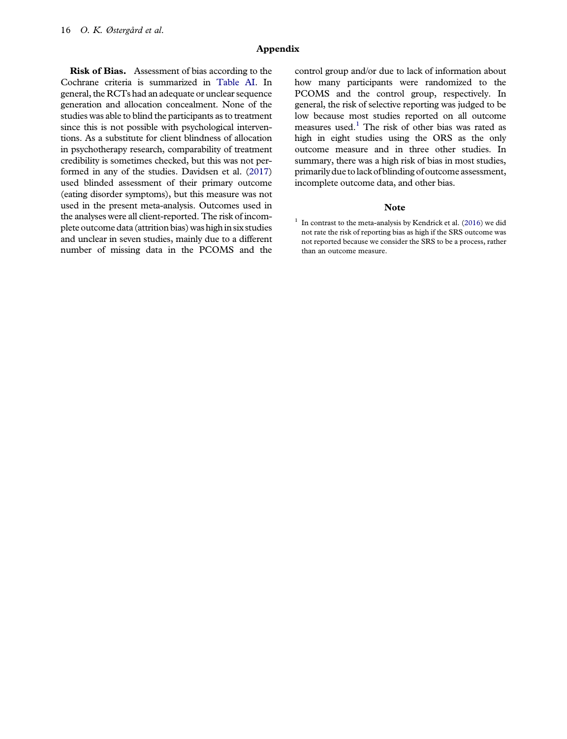## Appendix

**Risk of Bias.** Assessment of bias according to the Cochrane criteria is summarized in Table AI. In general, the RCTs had an adequate or unclear sequence generation and allocation concealment. None of the studies was able to blind the participants as to treatment since this is not possible with psychological interventions. As a substitute for client blindness of allocation in psychotherapy research, comparability of treatment credibility is sometimes checked, but this was not performed in any of the studies. Davidsen et al. (2017) used blinded assessment of their primary outcome (eating disorder symptoms), but this measure was not used in the present meta-analysis. Outcomes used in the analyses were all client-reported. The risk of incomplete outcome data (attrition bias) was high in six studies and unclear in seven studies, mainly due to a different number of missing data in the PCOMS and the control group and/or due to lack of information about how many participants were randomized to the PCOMS and the control group, respectively. In general, the risk of selective reporting was judged to be low because most studies reported on all outcome measures used.[1] The risk of other bias was rated as high in eight studies using the ORS as the only outcome measure and in three other studies. In summary, there was a high risk of bias in most studies, primarily due to lack of blinding of outcome assessment, incomplete outcome data, and other bias.

## Note

[1] In contrast to the meta-analysis by Kendrick et al. (2016) we did not rate the risk of reporting bias as high if the SRS outcome was not reported because we consider the SRS to be a process, rather than an outcome measure.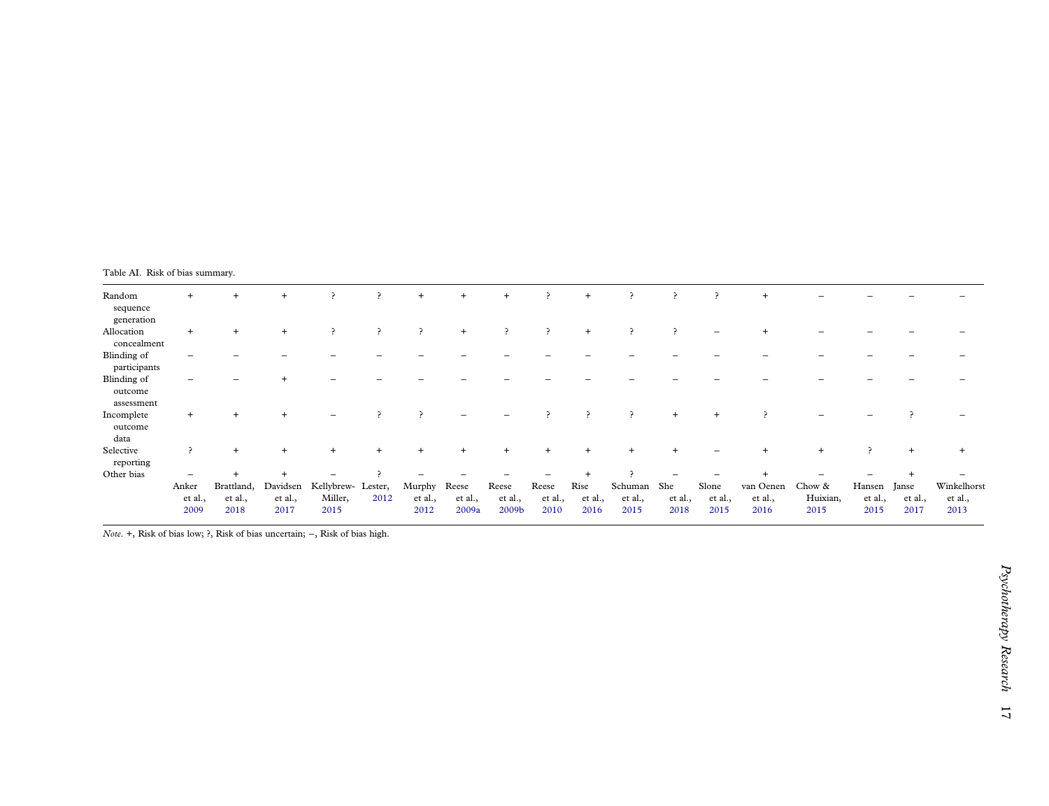Table AI. Risk of bias summary.

| | Anker et al., 2009 | Brattland, et al., 2018 | Davidsen et al., 2017 | Kellybrew-Miller, 2015 | Lester, 2012 | Murphy et al., 2012 | Reese et al., 2009a | Reese et al., 2009b | Reese et al., 2010 | Rise et al., 2016 | Schuman et al., 2015 | She et al., 2018 | Slone et al., 2015 | van Oenen et al., 2016 | Chow & Huixian, 2015 | Hansen et al., 2015 | Janse et al., 2017 | Winkelhorst et al., 2013 |
|---|---|---|---|---|---|---|---|---|---|---|---|---|---|---|---|---|---|---|
| Random sequence generation | + | + | + | ? | ? | + | + | + | ? | + | ? | ? | ? | + | – | – | – | – |
| Allocation concealment | + | + | + | ? | ? | ? | + | ? | ? | + | ? | ? | – | + | – | – | – | – |
| Blinding of participants | – | – | – | – | – | – | – | – | – | – | – | – | – | – | – | – | – | – |
| Blinding of outcome assessment | – | – | + | – | – | – | – | – | – | – | – | – | – | – | – | – | – | – |
| Incomplete outcome data | + | + | + | – | ? | ? | – | – | ? | ? | ? | + | + | ? | – | – | ? | – |
| Selective reporting | ? | + | + | + | + | + | + | + | + | + | + | + | – | + | + | ? | + | + |
| Other bias | – | + | + | – | ? | – | – | – | – | + | ? | – | – | + | – | – | + | – |

*Note.* +, Risk of bias low; ?, Risk of bias uncertain; –, Risk of bias high.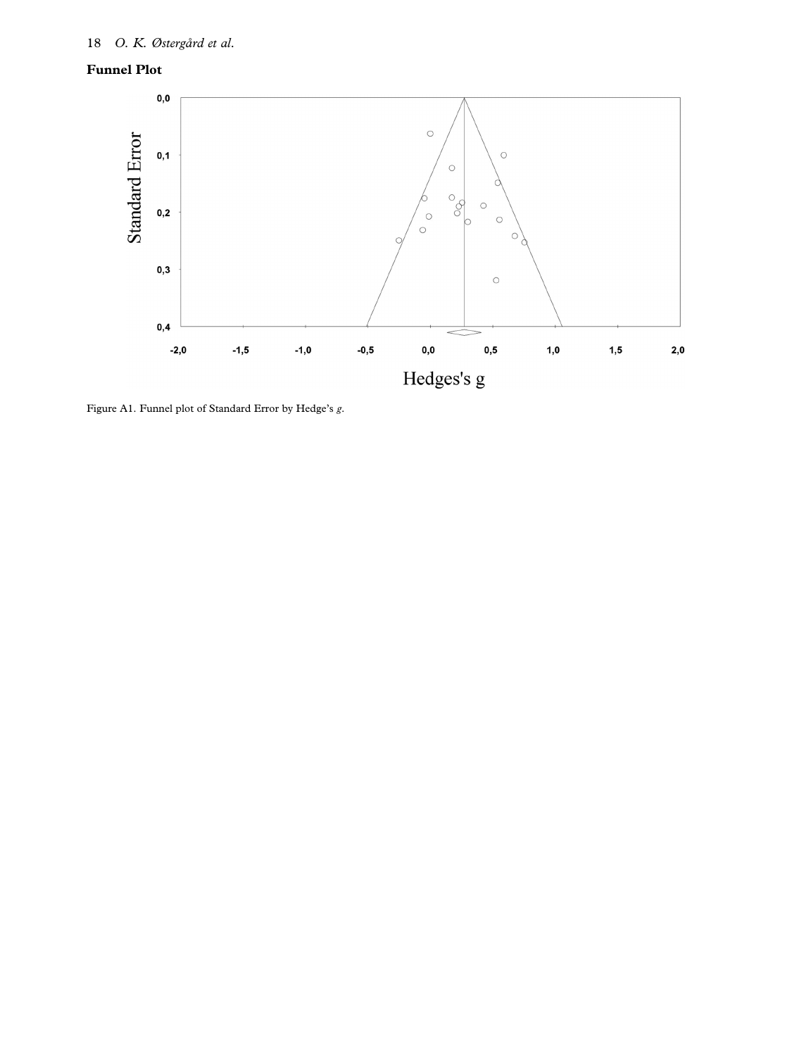**Funnel Plot**

Standard Error

0,0

0,1

0,2

0,3

0,4

-2,0 -1,5 -1,0 -0,5 0,0 0,5 1,0 1,5 2,0

Hedges's g

Figure A1. Funnel plot of Standard Error by Hedge's *g*.